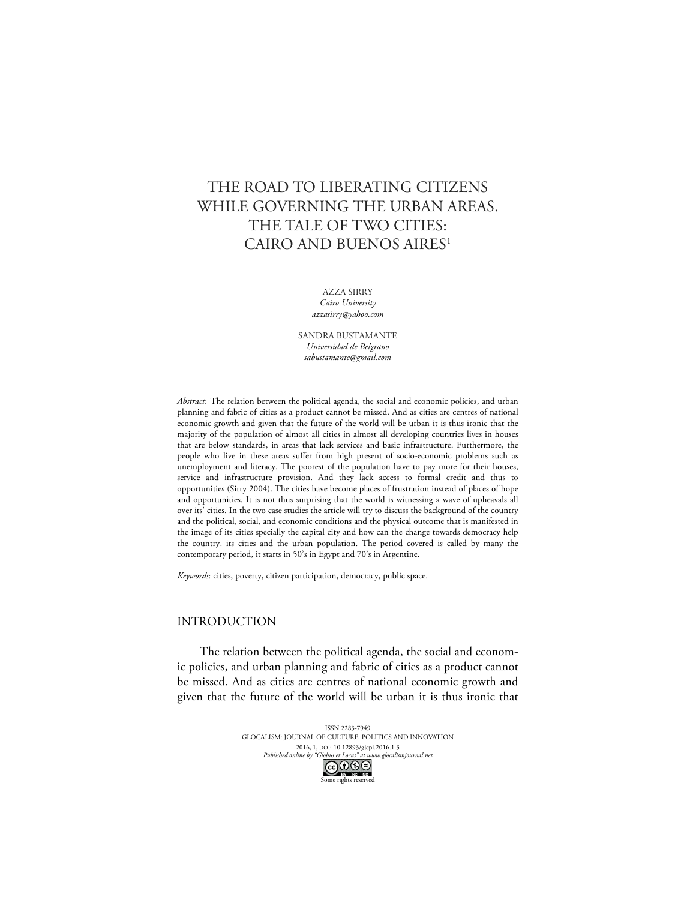# THE ROAD TO LIBERATING CITIZENS WHILE GOVERNING THE URBAN AREAS. THE TALE OF TWO CITIES: CAIRO AND BUENOS AIRES[1]

AZZA SIRRY
*Cairo University*
*azzasirry@yahoo.com*

SANDRA BUSTAMANTE
*Universidad de Belgrano*
*sabustamante@gmail.com*

*Abstract*: The relation between the political agenda, the social and economic policies, and urban planning and fabric of cities as a product cannot be missed. And as cities are centres of national economic growth and given that the future of the world will be urban it is thus ironic that the majority of the population of almost all cities in almost all developing countries lives in houses that are below standards, in areas that lack services and basic infrastructure. Furthermore, the people who live in these areas suffer from high present of socio-economic problems such as unemployment and literacy. The poorest of the population have to pay more for their houses, service and infrastructure provision. And they lack access to formal credit and thus to opportunities (Sirry 2004). The cities have become places of frustration instead of places of hope and opportunities. It is not thus surprising that the world is witnessing a wave of upheavals all over its' cities. In the two case studies the article will try to discuss the background of the country and the political, social, and economic conditions and the physical outcome that is manifested in the image of its cities specially the capital city and how can the change towards democracy help the country, its cities and the urban population. The period covered is called by many the contemporary period, it starts in 50's in Egypt and 70's in Argentine.

*Keywords*: cities, poverty, citizen participation, democracy, public space.

## INTRODUCTION

The relation between the political agenda, the social and economic policies, and urban planning and fabric of cities as a product cannot be missed. And as cities are centres of national economic growth and given that the future of the world will be urban it is thus ironic that

ISSN 2283-7949
GLOCALISM: JOURNAL OF CULTURE, POLITICS AND INNOVATION
2016, 1, DOI: 10.12893/gjcpi.2016.1.3
*Published online by "Globus et Locus" at www.glocalismjournal.net*
Some rights reserved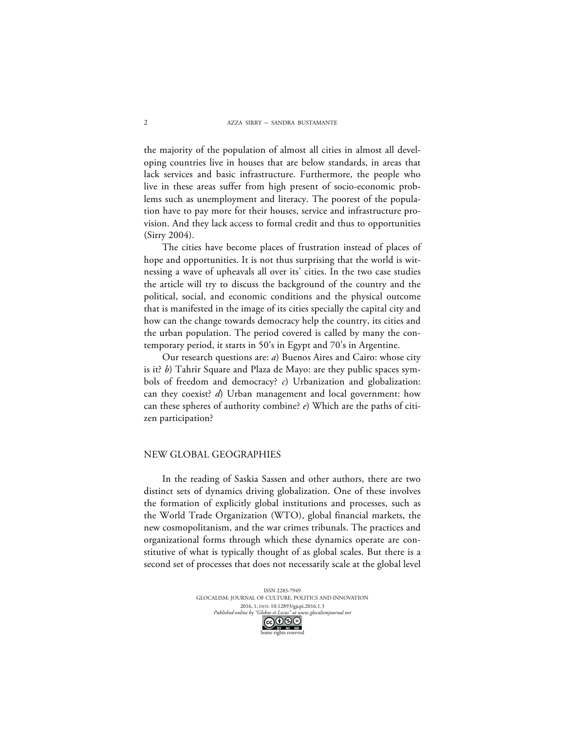the majority of the population of almost all cities in almost all developing countries live in houses that are below standards, in areas that lack services and basic infrastructure. Furthermore, the people who live in these areas suffer from high present of socio-economic problems such as unemployment and literacy. The poorest of the population have to pay more for their houses, service and infrastructure provision. And they lack access to formal credit and thus to opportunities (Sirry 2004).

The cities have become places of frustration instead of places of hope and opportunities. It is not thus surprising that the world is witnessing a wave of upheavals all over its' cities. In the two case studies the article will try to discuss the background of the country and the political, social, and economic conditions and the physical outcome that is manifested in the image of its cities specially the capital city and how can the change towards democracy help the country, its cities and the urban population. The period covered is called by many the contemporary period, it starts in 50's in Egypt and 70's in Argentine.

Our research questions are: *a*) Buenos Aires and Cairo: whose city is it? *b*) Tahrir Square and Plaza de Mayo: are they public spaces symbols of freedom and democracy? *c*) Urbanization and globalization: can they coexist? *d*) Urban management and local government: how can these spheres of authority combine? *e*) Which are the paths of citizen participation?

## NEW GLOBAL GEOGRAPHIES

In the reading of Saskia Sassen and other authors, there are two distinct sets of dynamics driving globalization. One of these involves the formation of explicitly global institutions and processes, such as the World Trade Organization (WTO), global financial markets, the new cosmopolitanism, and the war crimes tribunals. The practices and organizational forms through which these dynamics operate are constitutive of what is typically thought of as global scales. But there is a second set of processes that does not necessarily scale at the global level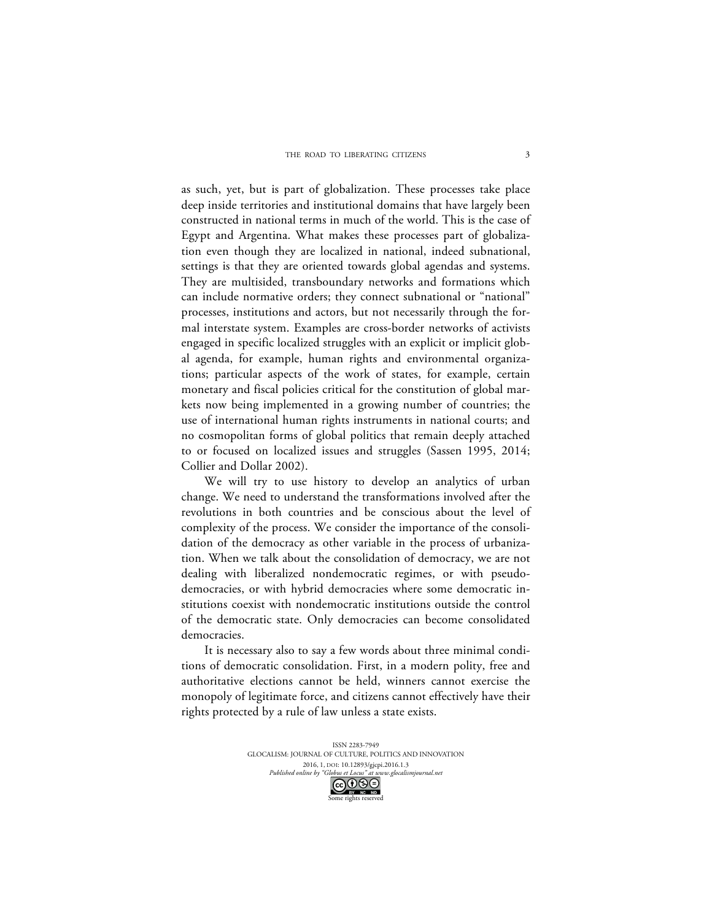as such, yet, but is part of globalization. These processes take place deep inside territories and institutional domains that have largely been constructed in national terms in much of the world. This is the case of Egypt and Argentina. What makes these processes part of globalization even though they are localized in national, indeed subnational, settings is that they are oriented towards global agendas and systems. They are multisided, transboundary networks and formations which can include normative orders; they connect subnational or "national" processes, institutions and actors, but not necessarily through the formal interstate system. Examples are cross-border networks of activists engaged in specific localized struggles with an explicit or implicit global agenda, for example, human rights and environmental organizations; particular aspects of the work of states, for example, certain monetary and fiscal policies critical for the constitution of global markets now being implemented in a growing number of countries; the use of international human rights instruments in national courts; and no cosmopolitan forms of global politics that remain deeply attached to or focused on localized issues and struggles (Sassen 1995, 2014; Collier and Dollar 2002).

We will try to use history to develop an analytics of urban change. We need to understand the transformations involved after the revolutions in both countries and be conscious about the level of complexity of the process. We consider the importance of the consolidation of the democracy as other variable in the process of urbanization. When we talk about the consolidation of democracy, we are not dealing with liberalized nondemocratic regimes, or with pseudo-democracies, or with hybrid democracies where some democratic institutions coexist with nondemocratic institutions outside the control of the democratic state. Only democracies can become consolidated democracies.

It is necessary also to say a few words about three minimal conditions of democratic consolidation. First, in a modern polity, free and authoritative elections cannot be held, winners cannot exercise the monopoly of legitimate force, and citizens cannot effectively have their rights protected by a rule of law unless a state exists.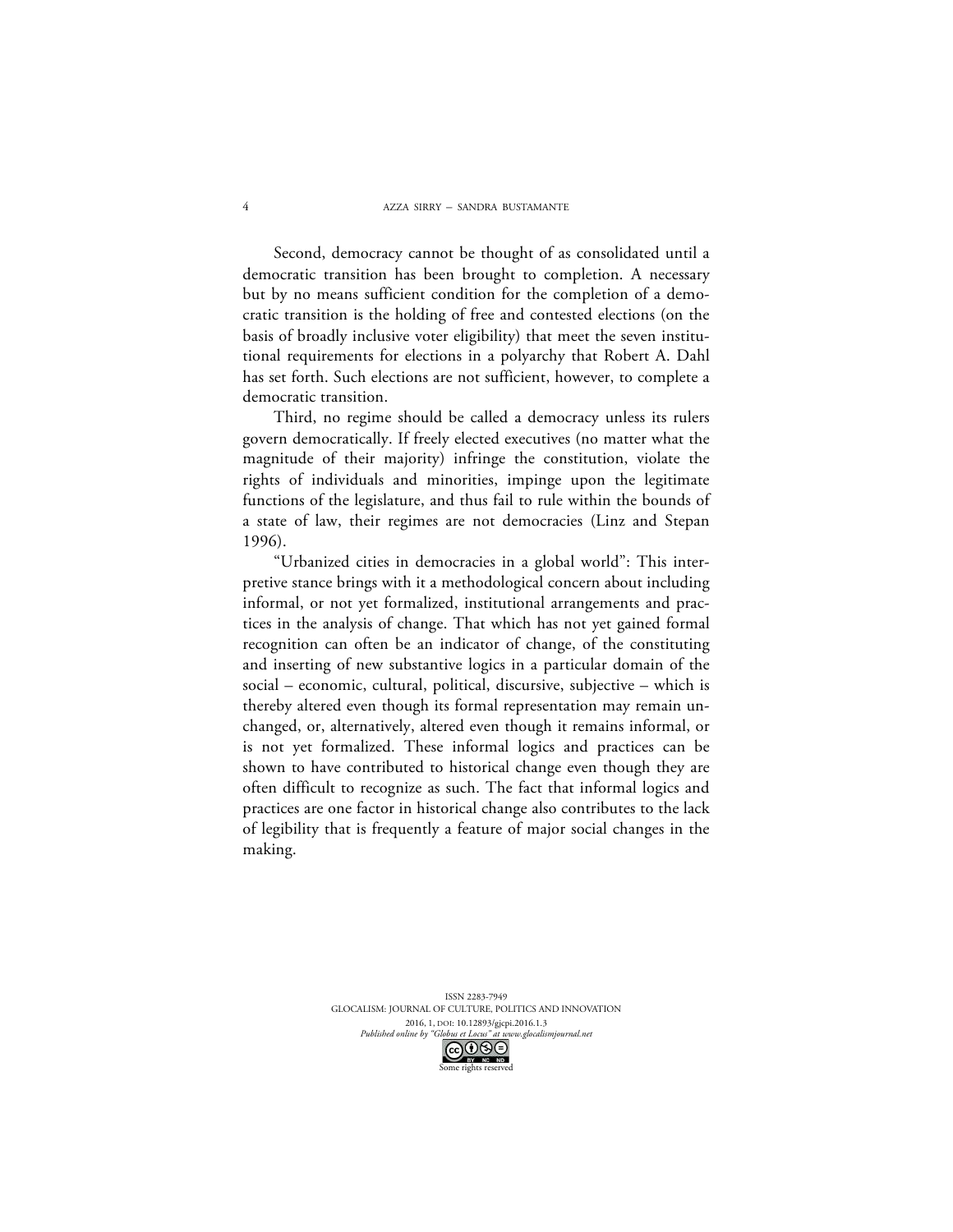Second, democracy cannot be thought of as consolidated until a democratic transition has been brought to completion. A necessary but by no means sufficient condition for the completion of a democratic transition is the holding of free and contested elections (on the basis of broadly inclusive voter eligibility) that meet the seven institutional requirements for elections in a polyarchy that Robert A. Dahl has set forth. Such elections are not sufficient, however, to complete a democratic transition.

Third, no regime should be called a democracy unless its rulers govern democratically. If freely elected executives (no matter what the magnitude of their majority) infringe the constitution, violate the rights of individuals and minorities, impinge upon the legitimate functions of the legislature, and thus fail to rule within the bounds of a state of law, their regimes are not democracies (Linz and Stepan 1996).

"Urbanized cities in democracies in a global world": This interpretive stance brings with it a methodological concern about including informal, or not yet formalized, institutional arrangements and practices in the analysis of change. That which has not yet gained formal recognition can often be an indicator of change, of the constituting and inserting of new substantive logics in a particular domain of the social – economic, cultural, political, discursive, subjective – which is thereby altered even though its formal representation may remain unchanged, or, alternatively, altered even though it remains informal, or is not yet formalized. These informal logics and practices can be shown to have contributed to historical change even though they are often difficult to recognize as such. The fact that informal logics and practices are one factor in historical change also contributes to the lack of legibility that is frequently a feature of major social changes in the making.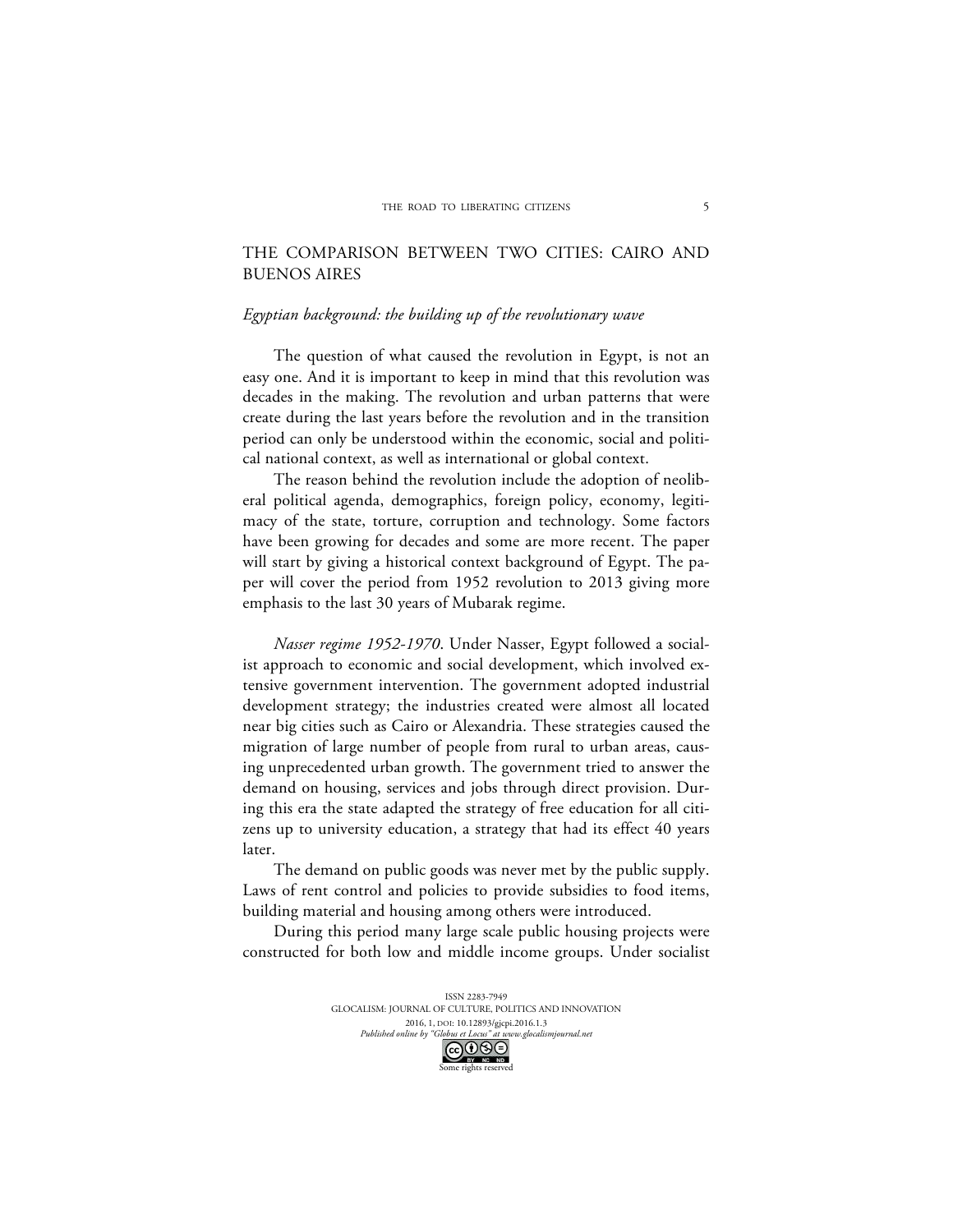## THE COMPARISON BETWEEN TWO CITIES: CAIRO AND BUENOS AIRES

### *Egyptian background: the building up of the revolutionary wave*

The question of what caused the revolution in Egypt, is not an easy one. And it is important to keep in mind that this revolution was decades in the making. The revolution and urban patterns that were create during the last years before the revolution and in the transition period can only be understood within the economic, social and political national context, as well as international or global context.

The reason behind the revolution include the adoption of neoliberal political agenda, demographics, foreign policy, economy, legitimacy of the state, torture, corruption and technology. Some factors have been growing for decades and some are more recent. The paper will start by giving a historical context background of Egypt. The paper will cover the period from 1952 revolution to 2013 giving more emphasis to the last 30 years of Mubarak regime.

*Nasser regime 1952-1970*. Under Nasser, Egypt followed a socialist approach to economic and social development, which involved extensive government intervention. The government adopted industrial development strategy; the industries created were almost all located near big cities such as Cairo or Alexandria. These strategies caused the migration of large number of people from rural to urban areas, causing unprecedented urban growth. The government tried to answer the demand on housing, services and jobs through direct provision. During this era the state adapted the strategy of free education for all citizens up to university education, a strategy that had its effect 40 years later.

The demand on public goods was never met by the public supply. Laws of rent control and policies to provide subsidies to food items, building material and housing among others were introduced.

During this period many large scale public housing projects were constructed for both low and middle income groups. Under socialist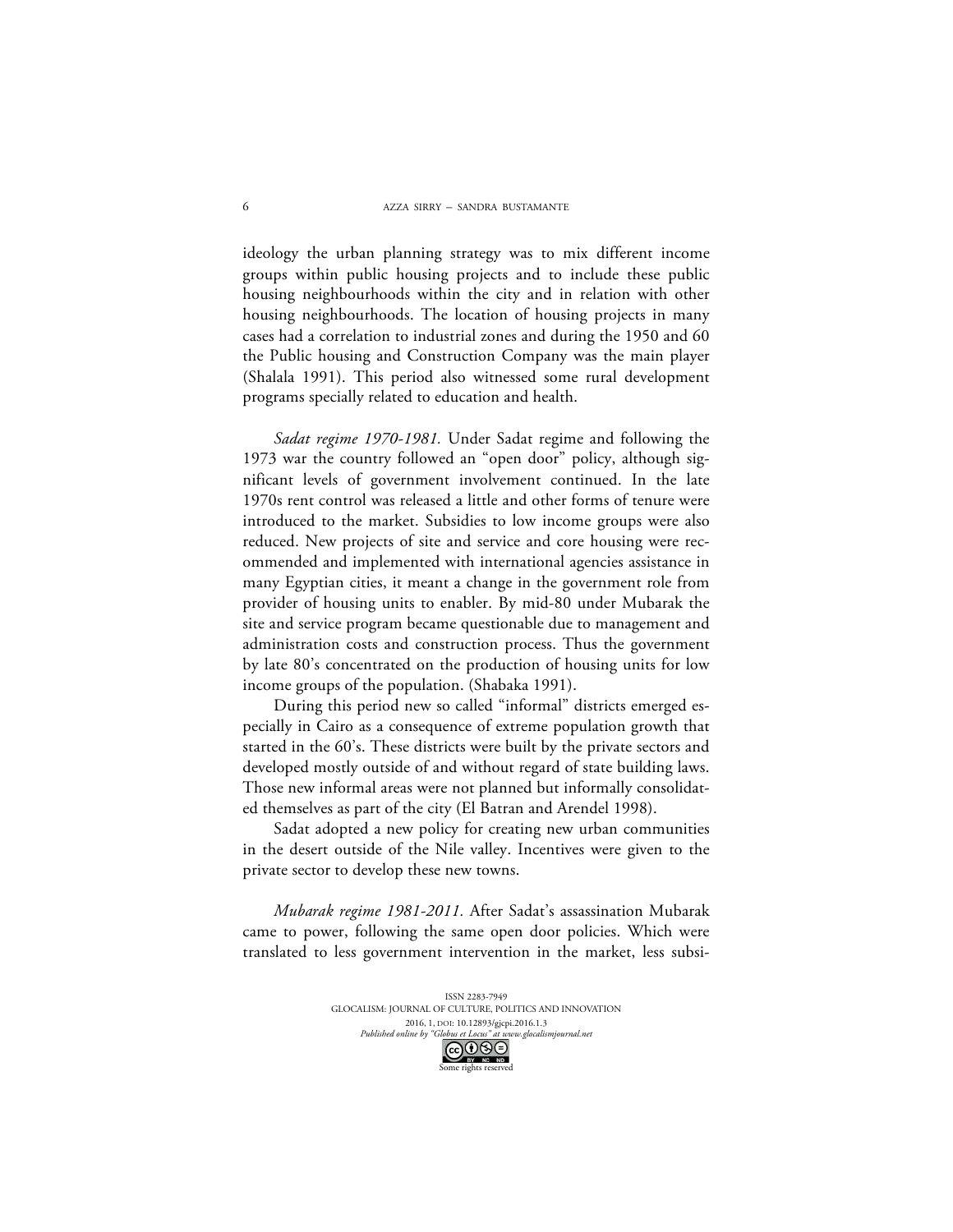ideology the urban planning strategy was to mix different income groups within public housing projects and to include these public housing neighbourhoods within the city and in relation with other housing neighbourhoods. The location of housing projects in many cases had a correlation to industrial zones and during the 1950 and 60 the Public housing and Construction Company was the main player (Shalala 1991). This period also witnessed some rural development programs specially related to education and health.

*Sadat regime 1970-1981.* Under Sadat regime and following the 1973 war the country followed an "open door" policy, although significant levels of government involvement continued. In the late 1970s rent control was released a little and other forms of tenure were introduced to the market. Subsidies to low income groups were also reduced. New projects of site and service and core housing were recommended and implemented with international agencies assistance in many Egyptian cities, it meant a change in the government role from provider of housing units to enabler. By mid-80 under Mubarak the site and service program became questionable due to management and administration costs and construction process. Thus the government by late 80's concentrated on the production of housing units for low income groups of the population. (Shabaka 1991).

During this period new so called "informal" districts emerged especially in Cairo as a consequence of extreme population growth that started in the 60's. These districts were built by the private sectors and developed mostly outside of and without regard of state building laws. Those new informal areas were not planned but informally consolidated themselves as part of the city (El Batran and Arendel 1998).

Sadat adopted a new policy for creating new urban communities in the desert outside of the Nile valley. Incentives were given to the private sector to develop these new towns.

*Mubarak regime 1981-2011.* After Sadat's assassination Mubarak came to power, following the same open door policies. Which were translated to less government intervention in the market, less subsi-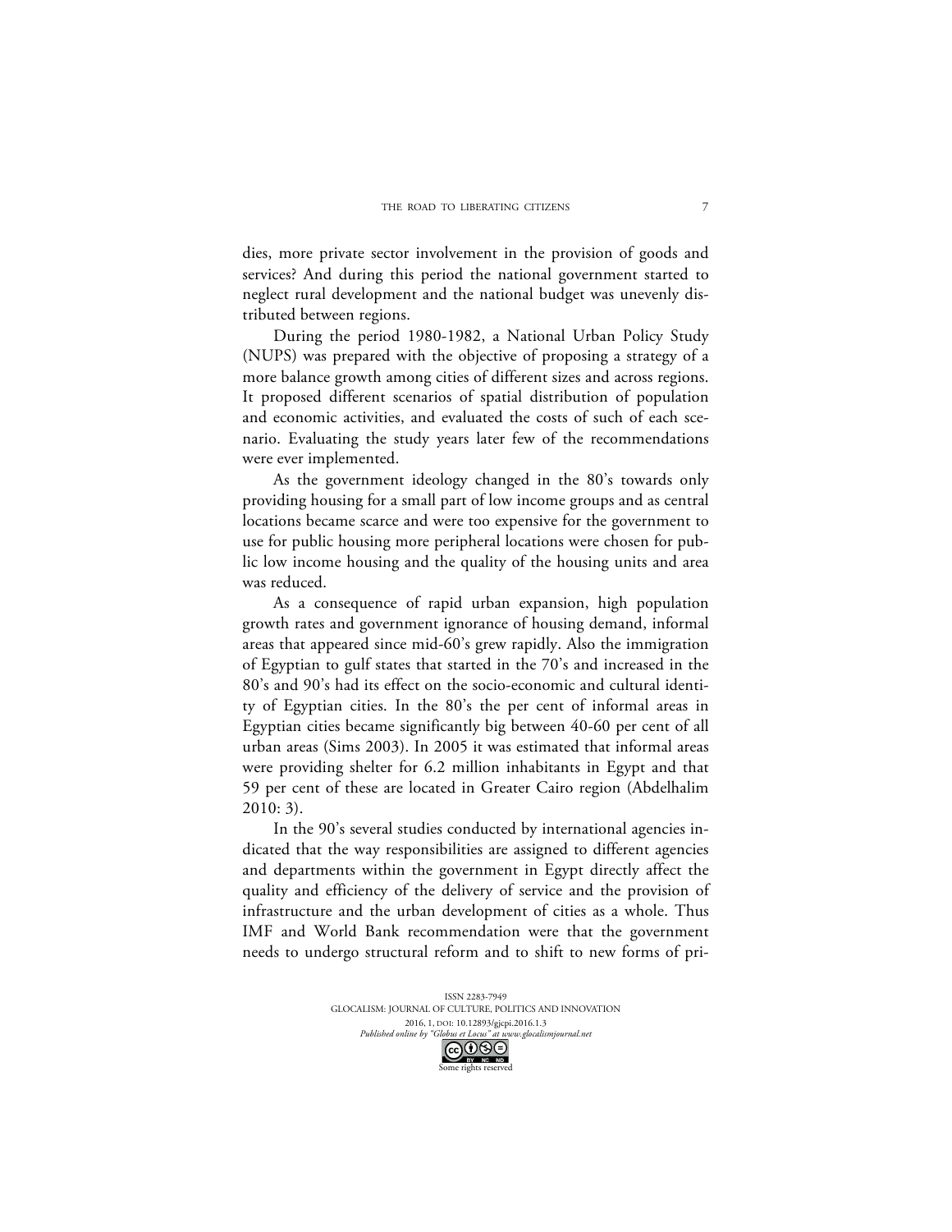dies, more private sector involvement in the provision of goods and services? And during this period the national government started to neglect rural development and the national budget was unevenly distributed between regions.

During the period 1980-1982, a National Urban Policy Study (NUPS) was prepared with the objective of proposing a strategy of a more balance growth among cities of different sizes and across regions. It proposed different scenarios of spatial distribution of population and economic activities, and evaluated the costs of such of each scenario. Evaluating the study years later few of the recommendations were ever implemented.

As the government ideology changed in the 80's towards only providing housing for a small part of low income groups and as central locations became scarce and were too expensive for the government to use for public housing more peripheral locations were chosen for public low income housing and the quality of the housing units and area was reduced.

As a consequence of rapid urban expansion, high population growth rates and government ignorance of housing demand, informal areas that appeared since mid-60's grew rapidly. Also the immigration of Egyptian to gulf states that started in the 70's and increased in the 80's and 90's had its effect on the socio-economic and cultural identity of Egyptian cities. In the 80's the per cent of informal areas in Egyptian cities became significantly big between 40-60 per cent of all urban areas (Sims 2003). In 2005 it was estimated that informal areas were providing shelter for 6.2 million inhabitants in Egypt and that 59 per cent of these are located in Greater Cairo region (Abdelhalim 2010: 3).

In the 90's several studies conducted by international agencies indicated that the way responsibilities are assigned to different agencies and departments within the government in Egypt directly affect the quality and efficiency of the delivery of service and the provision of infrastructure and the urban development of cities as a whole. Thus IMF and World Bank recommendation were that the government needs to undergo structural reform and to shift to new forms of pri-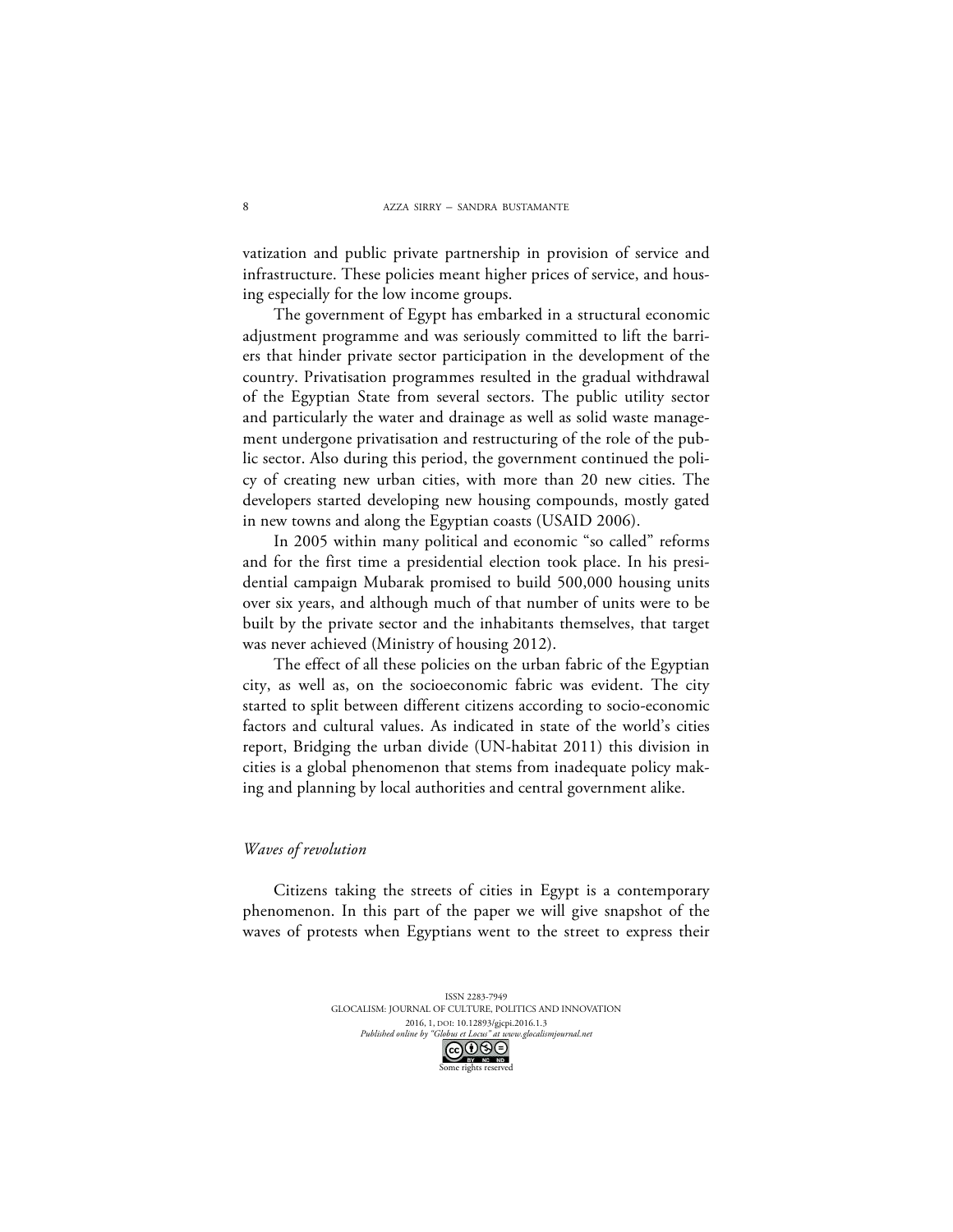vatization and public private partnership in provision of service and infrastructure. These policies meant higher prices of service, and housing especially for the low income groups.

The government of Egypt has embarked in a structural economic adjustment programme and was seriously committed to lift the barriers that hinder private sector participation in the development of the country. Privatisation programmes resulted in the gradual withdrawal of the Egyptian State from several sectors. The public utility sector and particularly the water and drainage as well as solid waste management undergone privatisation and restructuring of the role of the public sector. Also during this period, the government continued the policy of creating new urban cities, with more than 20 new cities. The developers started developing new housing compounds, mostly gated in new towns and along the Egyptian coasts (USAID 2006).

In 2005 within many political and economic "so called" reforms and for the first time a presidential election took place. In his presidential campaign Mubarak promised to build 500,000 housing units over six years, and although much of that number of units were to be built by the private sector and the inhabitants themselves, that target was never achieved (Ministry of housing 2012).

The effect of all these policies on the urban fabric of the Egyptian city, as well as, on the socioeconomic fabric was evident. The city started to split between different citizens according to socio-economic factors and cultural values. As indicated in state of the world's cities report, Bridging the urban divide (UN-habitat 2011) this division in cities is a global phenomenon that stems from inadequate policy making and planning by local authorities and central government alike.

### *Waves of revolution*

Citizens taking the streets of cities in Egypt is a contemporary phenomenon. In this part of the paper we will give snapshot of the waves of protests when Egyptians went to the street to express their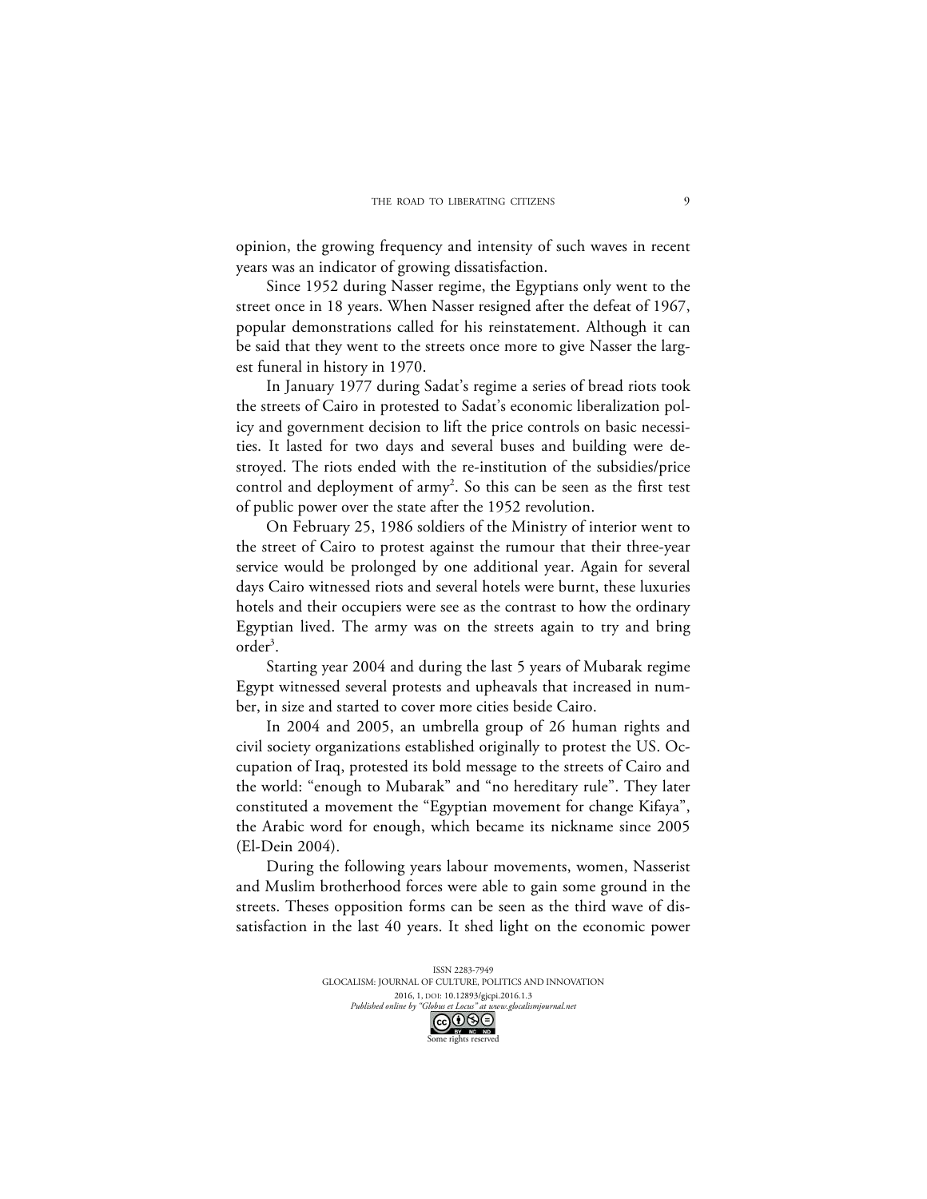opinion, the growing frequency and intensity of such waves in recent years was an indicator of growing dissatisfaction.

Since 1952 during Nasser regime, the Egyptians only went to the street once in 18 years. When Nasser resigned after the defeat of 1967, popular demonstrations called for his reinstatement. Although it can be said that they went to the streets once more to give Nasser the largest funeral in history in 1970.

In January 1977 during Sadat's regime a series of bread riots took the streets of Cairo in protested to Sadat's economic liberalization policy and government decision to lift the price controls on basic necessities. It lasted for two days and several buses and building were destroyed. The riots ended with the re-institution of the subsidies/price control and deployment of army[2]. So this can be seen as the first test of public power over the state after the 1952 revolution.

On February 25, 1986 soldiers of the Ministry of interior went to the street of Cairo to protest against the rumour that their three-year service would be prolonged by one additional year. Again for several days Cairo witnessed riots and several hotels were burnt, these luxuries hotels and their occupiers were see as the contrast to how the ordinary Egyptian lived. The army was on the streets again to try and bring order[3].

Starting year 2004 and during the last 5 years of Mubarak regime Egypt witnessed several protests and upheavals that increased in number, in size and started to cover more cities beside Cairo.

In 2004 and 2005, an umbrella group of 26 human rights and civil society organizations established originally to protest the US. Occupation of Iraq, protested its bold message to the streets of Cairo and the world: "enough to Mubarak" and "no hereditary rule". They later constituted a movement the "Egyptian movement for change Kifaya", the Arabic word for enough, which became its nickname since 2005 (El-Dein 2004).

During the following years labour movements, women, Nasserist and Muslim brotherhood forces were able to gain some ground in the streets. Theses opposition forms can be seen as the third wave of dissatisfaction in the last 40 years. It shed light on the economic power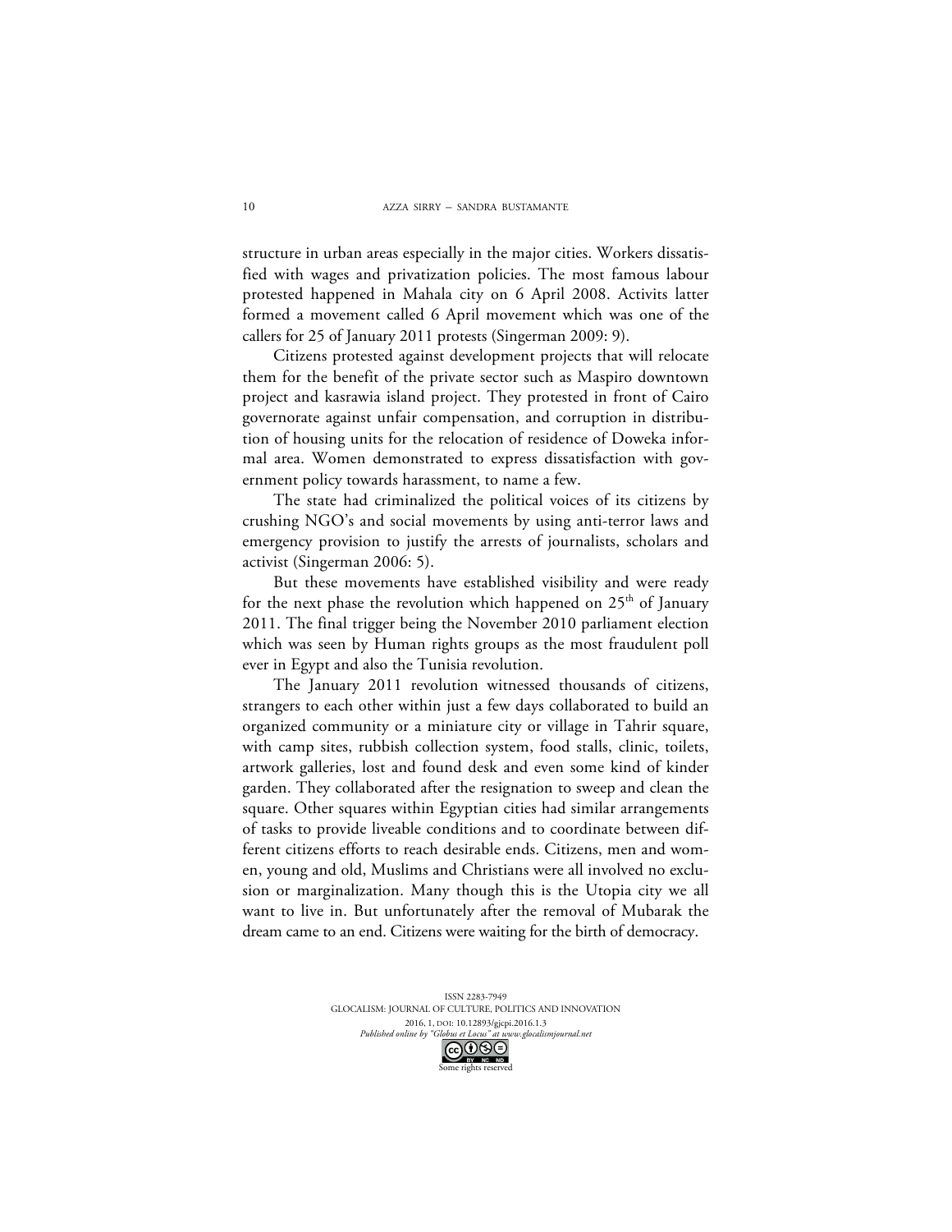structure in urban areas especially in the major cities. Workers dissatisfied with wages and privatization policies. The most famous labour protested happened in Mahala city on 6 April 2008. Activits latter formed a movement called 6 April movement which was one of the callers for 25 of January 2011 protests (Singerman 2009: 9).

Citizens protested against development projects that will relocate them for the benefit of the private sector such as Maspiro downtown project and kasrawia island project. They protested in front of Cairo governorate against unfair compensation, and corruption in distribution of housing units for the relocation of residence of Doweka informal area. Women demonstrated to express dissatisfaction with government policy towards harassment, to name a few.

The state had criminalized the political voices of its citizens by crushing NGO's and social movements by using anti-terror laws and emergency provision to justify the arrests of journalists, scholars and activist (Singerman 2006: 5).

But these movements have established visibility and were ready for the next phase the revolution which happened on 25th of January 2011. The final trigger being the November 2010 parliament election which was seen by Human rights groups as the most fraudulent poll ever in Egypt and also the Tunisia revolution.

The January 2011 revolution witnessed thousands of citizens, strangers to each other within just a few days collaborated to build an organized community or a miniature city or village in Tahrir square, with camp sites, rubbish collection system, food stalls, clinic, toilets, artwork galleries, lost and found desk and even some kind of kinder garden. They collaborated after the resignation to sweep and clean the square. Other squares within Egyptian cities had similar arrangements of tasks to provide liveable conditions and to coordinate between different citizens efforts to reach desirable ends. Citizens, men and women, young and old, Muslims and Christians were all involved no exclusion or marginalization. Many though this is the Utopia city we all want to live in. But unfortunately after the removal of Mubarak the dream came to an end. Citizens were waiting for the birth of democracy.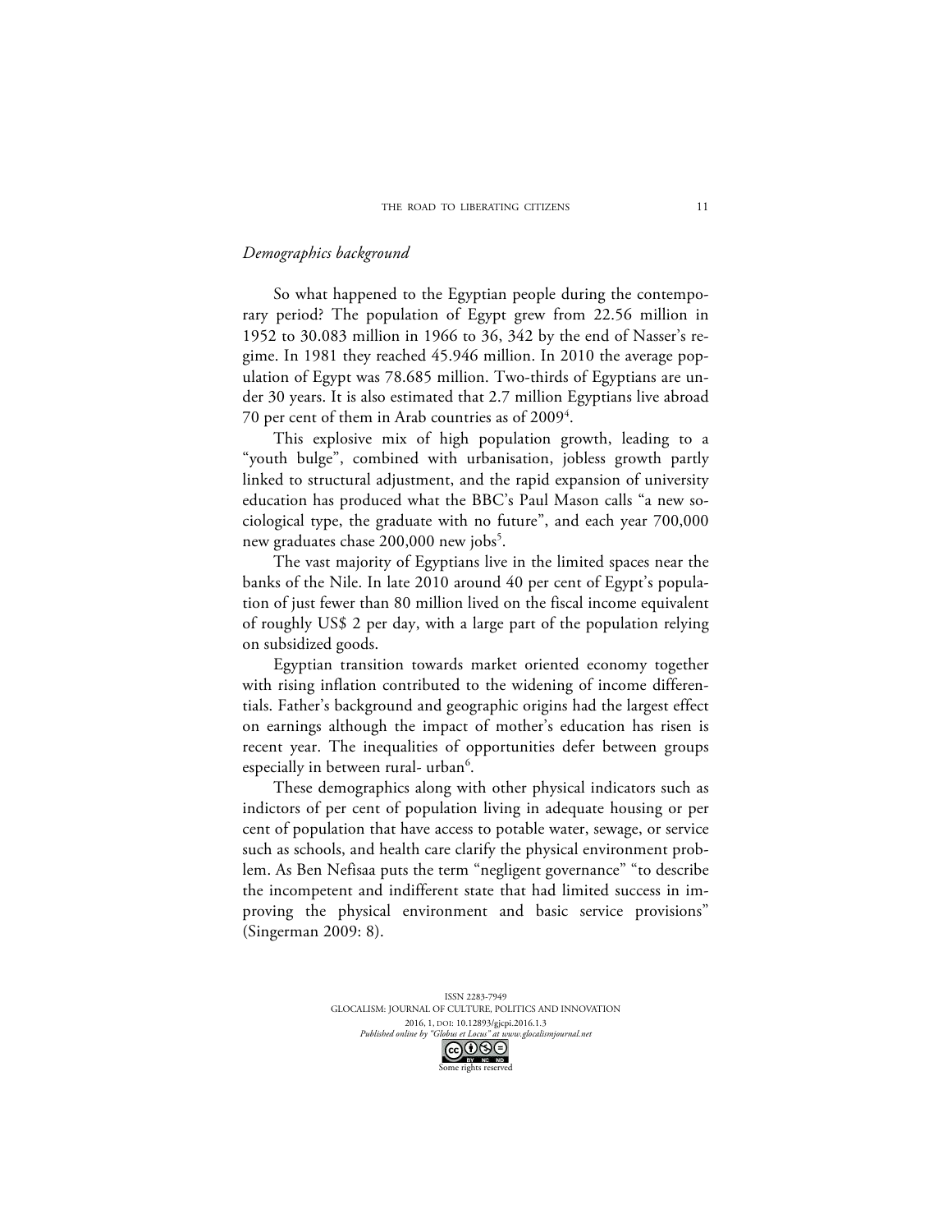*Demographics background*

So what happened to the Egyptian people during the contemporary period? The population of Egypt grew from 22.56 million in 1952 to 30.083 million in 1966 to 36, 342 by the end of Nasser's regime. In 1981 they reached 45.946 million. In 2010 the average population of Egypt was 78.685 million. Two-thirds of Egyptians are under 30 years. It is also estimated that 2.7 million Egyptians live abroad 70 per cent of them in Arab countries as of 2009[4].

This explosive mix of high population growth, leading to a "youth bulge", combined with urbanisation, jobless growth partly linked to structural adjustment, and the rapid expansion of university education has produced what the BBC's Paul Mason calls "a new sociological type, the graduate with no future", and each year 700,000 new graduates chase 200,000 new jobs[5].

The vast majority of Egyptians live in the limited spaces near the banks of the Nile. In late 2010 around 40 per cent of Egypt's population of just fewer than 80 million lived on the fiscal income equivalent of roughly US$ 2 per day, with a large part of the population relying on subsidized goods.

Egyptian transition towards market oriented economy together with rising inflation contributed to the widening of income differentials. Father's background and geographic origins had the largest effect on earnings although the impact of mother's education has risen is recent year. The inequalities of opportunities defer between groups especially in between rural- urban[6].

These demographics along with other physical indicators such as indictors of per cent of population living in adequate housing or per cent of population that have access to potable water, sewage, or service such as schools, and health care clarify the physical environment problem. As Ben Nefisaa puts the term "negligent governance" "to describe the incompetent and indifferent state that had limited success in improving the physical environment and basic service provisions" (Singerman 2009: 8).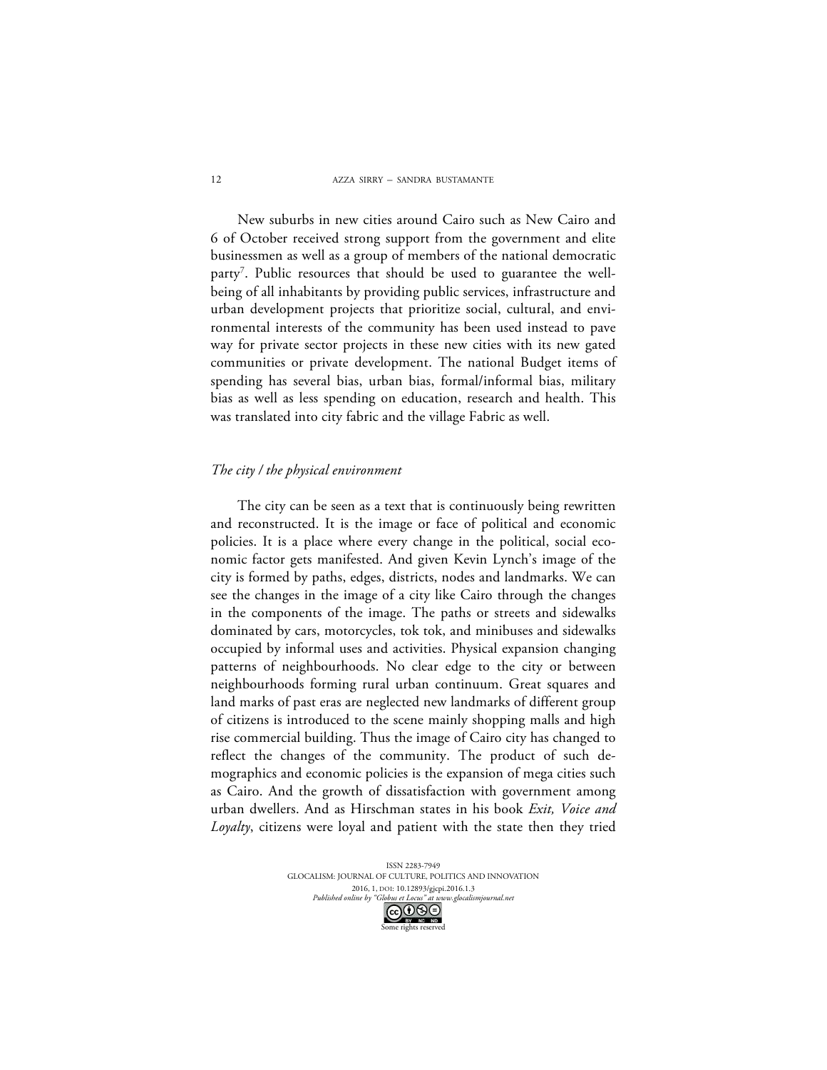New suburbs in new cities around Cairo such as New Cairo and 6 of October received strong support from the government and elite businessmen as well as a group of members of the national democratic party[7]. Public resources that should be used to guarantee the well-being of all inhabitants by providing public services, infrastructure and urban development projects that prioritize social, cultural, and environmental interests of the community has been used instead to pave way for private sector projects in these new cities with its new gated communities or private development. The national Budget items of spending has several bias, urban bias, formal/informal bias, military bias as well as less spending on education, research and health. This was translated into city fabric and the village Fabric as well.

### *The city / the physical environment*

The city can be seen as a text that is continuously being rewritten and reconstructed. It is the image or face of political and economic policies. It is a place where every change in the political, social economic factor gets manifested. And given Kevin Lynch's image of the city is formed by paths, edges, districts, nodes and landmarks. We can see the changes in the image of a city like Cairo through the changes in the components of the image. The paths or streets and sidewalks dominated by cars, motorcycles, tok tok, and minibuses and sidewalks occupied by informal uses and activities. Physical expansion changing patterns of neighbourhoods. No clear edge to the city or between neighbourhoods forming rural urban continuum. Great squares and land marks of past eras are neglected new landmarks of different group of citizens is introduced to the scene mainly shopping malls and high rise commercial building. Thus the image of Cairo city has changed to reflect the changes of the community. The product of such demographics and economic policies is the expansion of mega cities such as Cairo. And the growth of dissatisfaction with government among urban dwellers. And as Hirschman states in his book *Exit, Voice and Loyalty*, citizens were loyal and patient with the state then they tried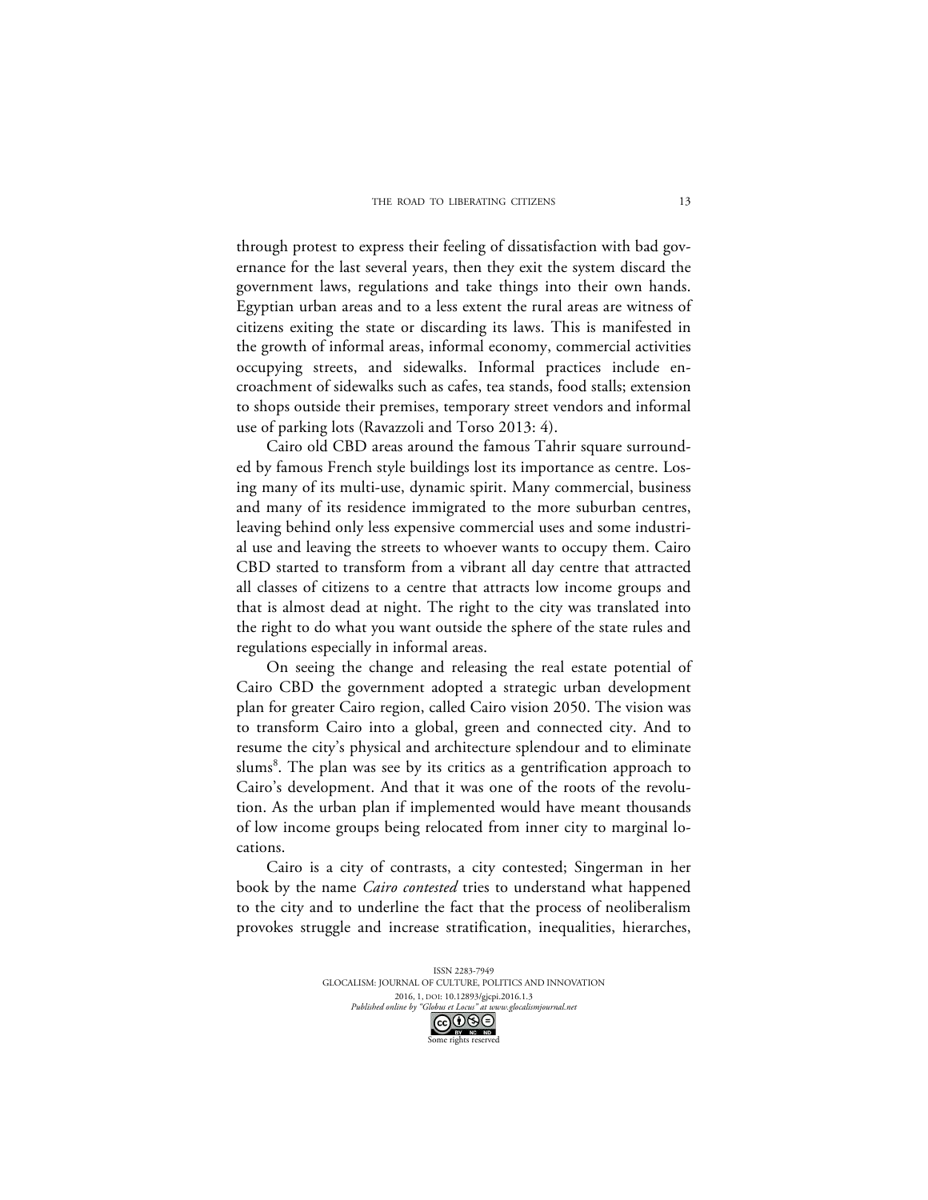through protest to express their feeling of dissatisfaction with bad governance for the last several years, then they exit the system discard the government laws, regulations and take things into their own hands. Egyptian urban areas and to a less extent the rural areas are witness of citizens exiting the state or discarding its laws. This is manifested in the growth of informal areas, informal economy, commercial activities occupying streets, and sidewalks. Informal practices include encroachment of sidewalks such as cafes, tea stands, food stalls; extension to shops outside their premises, temporary street vendors and informal use of parking lots (Ravazzoli and Torso 2013: 4).

Cairo old CBD areas around the famous Tahrir square surrounded by famous French style buildings lost its importance as centre. Losing many of its multi-use, dynamic spirit. Many commercial, business and many of its residence immigrated to the more suburban centres, leaving behind only less expensive commercial uses and some industrial use and leaving the streets to whoever wants to occupy them. Cairo CBD started to transform from a vibrant all day centre that attracted all classes of citizens to a centre that attracts low income groups and that is almost dead at night. The right to the city was translated into the right to do what you want outside the sphere of the state rules and regulations especially in informal areas.

On seeing the change and releasing the real estate potential of Cairo CBD the government adopted a strategic urban development plan for greater Cairo region, called Cairo vision 2050. The vision was to transform Cairo into a global, green and connected city. And to resume the city's physical and architecture splendour and to eliminate slums[8]. The plan was see by its critics as a gentrification approach to Cairo's development. And that it was one of the roots of the revolution. As the urban plan if implemented would have meant thousands of low income groups being relocated from inner city to marginal locations.

Cairo is a city of contrasts, a city contested; Singerman in her book by the name *Cairo contested* tries to understand what happened to the city and to underline the fact that the process of neoliberalism provokes struggle and increase stratification, inequalities, hierarches,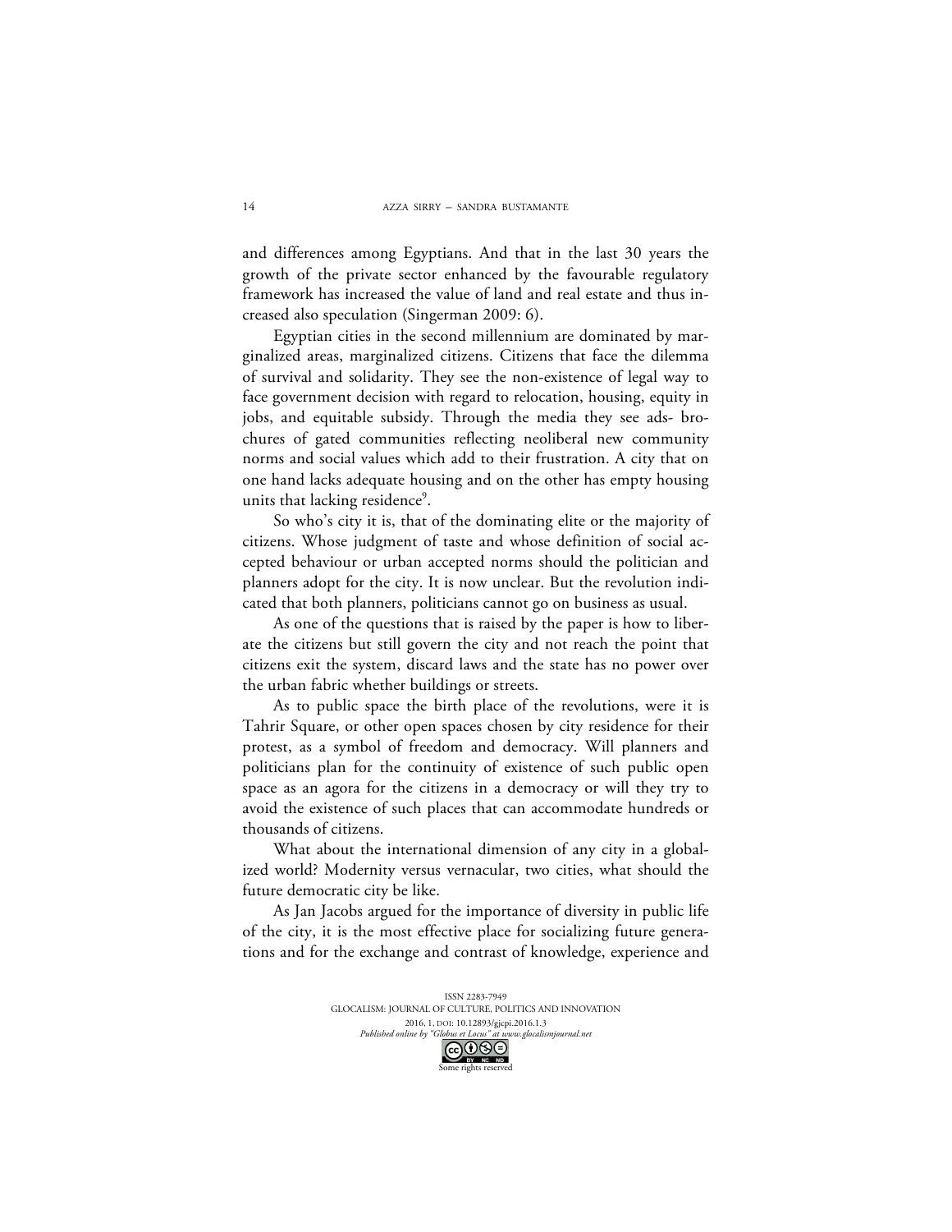and differences among Egyptians. And that in the last 30 years the growth of the private sector enhanced by the favourable regulatory framework has increased the value of land and real estate and thus increased also speculation (Singerman 2009: 6).

Egyptian cities in the second millennium are dominated by marginalized areas, marginalized citizens. Citizens that face the dilemma of survival and solidarity. They see the non-existence of legal way to face government decision with regard to relocation, housing, equity in jobs, and equitable subsidy. Through the media they see ads- brochures of gated communities reflecting neoliberal new community norms and social values which add to their frustration. A city that on one hand lacks adequate housing and on the other has empty housing units that lacking residence[9].

So who's city it is, that of the dominating elite or the majority of citizens. Whose judgment of taste and whose definition of social accepted behaviour or urban accepted norms should the politician and planners adopt for the city. It is now unclear. But the revolution indicated that both planners, politicians cannot go on business as usual.

As one of the questions that is raised by the paper is how to liberate the citizens but still govern the city and not reach the point that citizens exit the system, discard laws and the state has no power over the urban fabric whether buildings or streets.

As to public space the birth place of the revolutions, were it is Tahrir Square, or other open spaces chosen by city residence for their protest, as a symbol of freedom and democracy. Will planners and politicians plan for the continuity of existence of such public open space as an agora for the citizens in a democracy or will they try to avoid the existence of such places that can accommodate hundreds or thousands of citizens.

What about the international dimension of any city in a globalized world? Modernity versus vernacular, two cities, what should the future democratic city be like.

As Jan Jacobs argued for the importance of diversity in public life of the city, it is the most effective place for socializing future generations and for the exchange and contrast of knowledge, experience and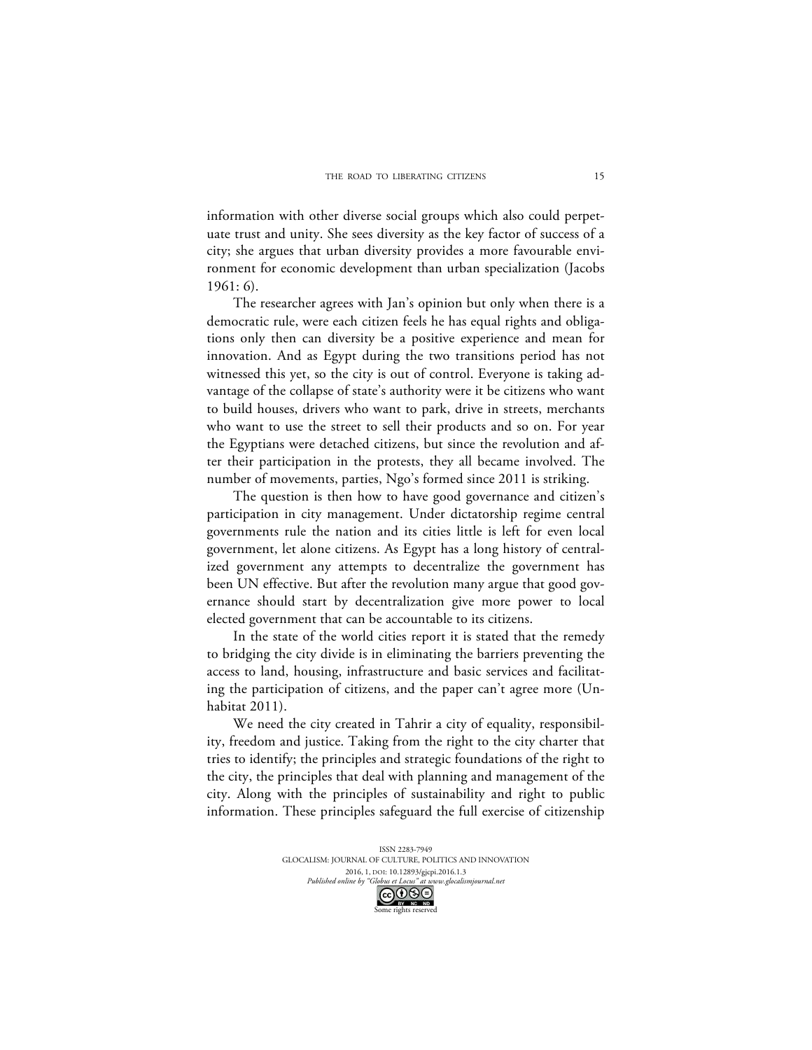information with other diverse social groups which also could perpetuate trust and unity. She sees diversity as the key factor of success of a city; she argues that urban diversity provides a more favourable environment for economic development than urban specialization (Jacobs 1961: 6).

The researcher agrees with Jan's opinion but only when there is a democratic rule, were each citizen feels he has equal rights and obligations only then can diversity be a positive experience and mean for innovation. And as Egypt during the two transitions period has not witnessed this yet, so the city is out of control. Everyone is taking advantage of the collapse of state's authority were it be citizens who want to build houses, drivers who want to park, drive in streets, merchants who want to use the street to sell their products and so on. For year the Egyptians were detached citizens, but since the revolution and after their participation in the protests, they all became involved. The number of movements, parties, Ngo's formed since 2011 is striking.

The question is then how to have good governance and citizen's participation in city management. Under dictatorship regime central governments rule the nation and its cities little is left for even local government, let alone citizens. As Egypt has a long history of centralized government any attempts to decentralize the government has been UN effective. But after the revolution many argue that good governance should start by decentralization give more power to local elected government that can be accountable to its citizens.

In the state of the world cities report it is stated that the remedy to bridging the city divide is in eliminating the barriers preventing the access to land, housing, infrastructure and basic services and facilitating the participation of citizens, and the paper can't agree more (Unhabitat 2011).

We need the city created in Tahrir a city of equality, responsibility, freedom and justice. Taking from the right to the city charter that tries to identify; the principles and strategic foundations of the right to the city, the principles that deal with planning and management of the city. Along with the principles of sustainability and right to public information. These principles safeguard the full exercise of citizenship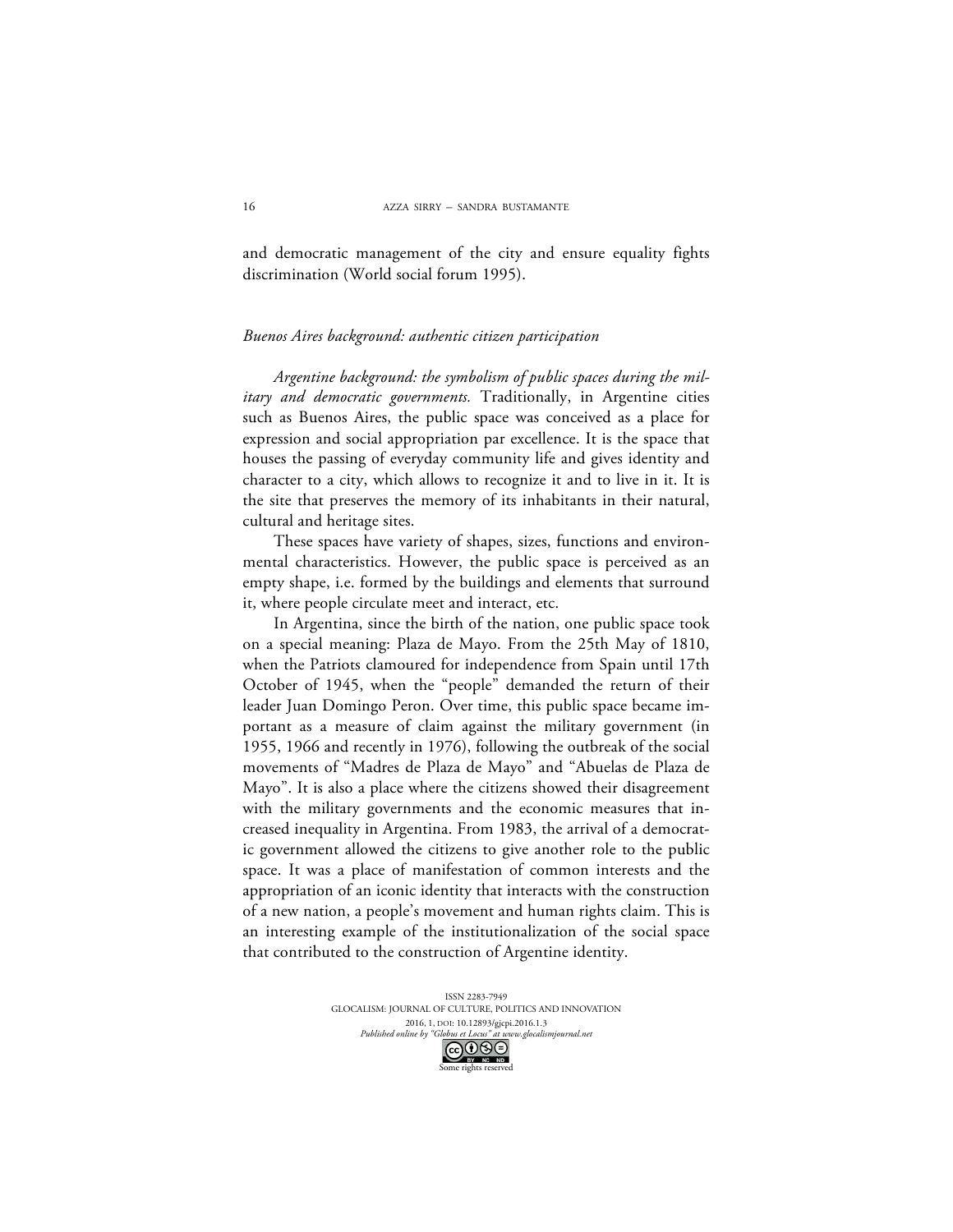and democratic management of the city and ensure equality fights discrimination (World social forum 1995).

### *Buenos Aires background: authentic citizen participation*

*Argentine background: the symbolism of public spaces during the military and democratic governments.* Traditionally, in Argentine cities such as Buenos Aires, the public space was conceived as a place for expression and social appropriation par excellence. It is the space that houses the passing of everyday community life and gives identity and character to a city, which allows to recognize it and to live in it. It is the site that preserves the memory of its inhabitants in their natural, cultural and heritage sites.

These spaces have variety of shapes, sizes, functions and environmental characteristics. However, the public space is perceived as an empty shape, i.e. formed by the buildings and elements that surround it, where people circulate meet and interact, etc.

In Argentina, since the birth of the nation, one public space took on a special meaning: Plaza de Mayo. From the 25th May of 1810, when the Patriots clamoured for independence from Spain until 17th October of 1945, when the "people" demanded the return of their leader Juan Domingo Peron. Over time, this public space became important as a measure of claim against the military government (in 1955, 1966 and recently in 1976), following the outbreak of the social movements of "Madres de Plaza de Mayo" and "Abuelas de Plaza de Mayo". It is also a place where the citizens showed their disagreement with the military governments and the economic measures that increased inequality in Argentina. From 1983, the arrival of a democratic government allowed the citizens to give another role to the public space. It was a place of manifestation of common interests and the appropriation of an iconic identity that interacts with the construction of a new nation, a people's movement and human rights claim. This is an interesting example of the institutionalization of the social space that contributed to the construction of Argentine identity.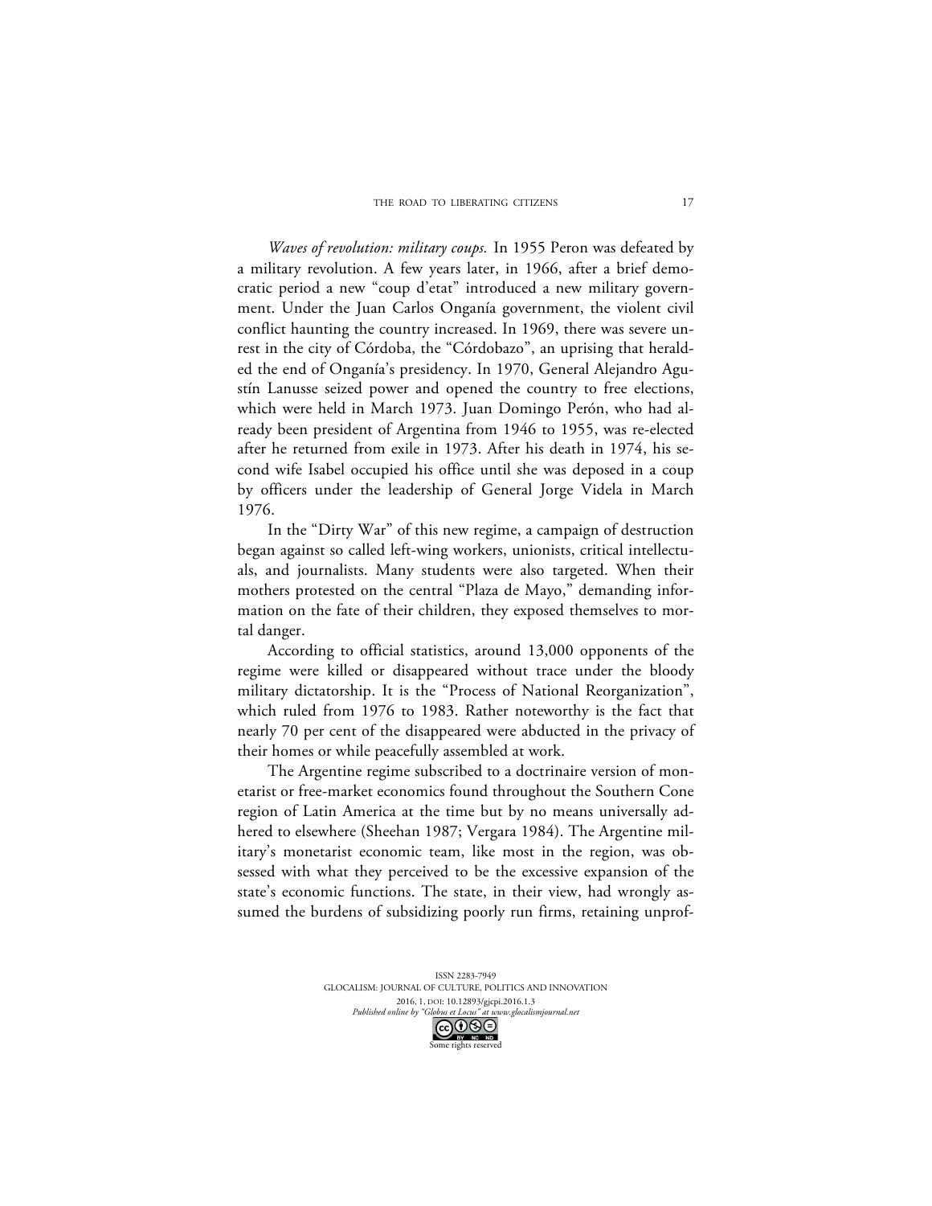*Waves of revolution: military coups.* In 1955 Peron was defeated by a military revolution. A few years later, in 1966, after a brief democratic period a new "coup d'etat" introduced a new military government. Under the Juan Carlos Onganía government, the violent civil conflict haunting the country increased. In 1969, there was severe unrest in the city of Córdoba, the "Córdobazo", an uprising that heralded the end of Onganía's presidency. In 1970, General Alejandro Agustín Lanusse seized power and opened the country to free elections, which were held in March 1973. Juan Domingo Perón, who had already been president of Argentina from 1946 to 1955, was re-elected after he returned from exile in 1973. After his death in 1974, his second wife Isabel occupied his office until she was deposed in a coup by officers under the leadership of General Jorge Videla in March 1976.

In the "Dirty War" of this new regime, a campaign of destruction began against so called left-wing workers, unionists, critical intellectuals, and journalists. Many students were also targeted. When their mothers protested on the central "Plaza de Mayo," demanding information on the fate of their children, they exposed themselves to mortal danger.

According to official statistics, around 13,000 opponents of the regime were killed or disappeared without trace under the bloody military dictatorship. It is the "Process of National Reorganization", which ruled from 1976 to 1983. Rather noteworthy is the fact that nearly 70 per cent of the disappeared were abducted in the privacy of their homes or while peacefully assembled at work.

The Argentine regime subscribed to a doctrinaire version of monetarist or free-market economics found throughout the Southern Cone region of Latin America at the time but by no means universally adhered to elsewhere (Sheehan 1987; Vergara 1984). The Argentine military's monetarist economic team, like most in the region, was obsessed with what they perceived to be the excessive expansion of the state's economic functions. The state, in their view, had wrongly assumed the burdens of subsidizing poorly run firms, retaining unprof-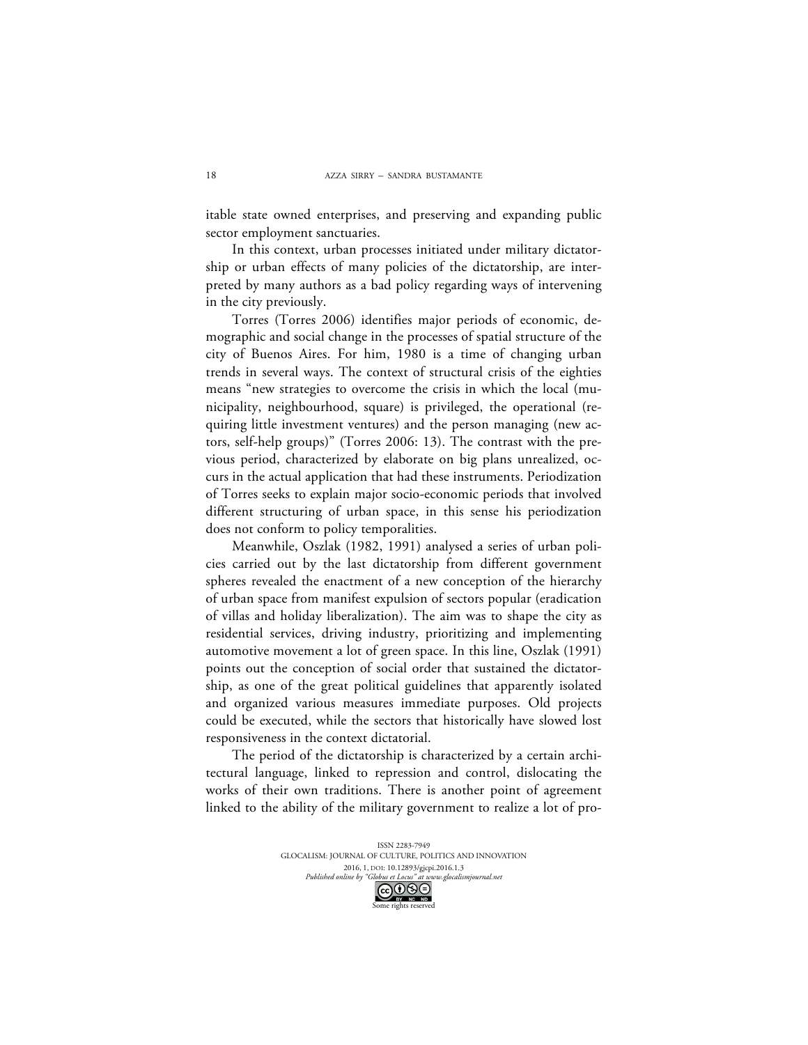itable state owned enterprises, and preserving and expanding public sector employment sanctuaries.

In this context, urban processes initiated under military dictatorship or urban effects of many policies of the dictatorship, are interpreted by many authors as a bad policy regarding ways of intervening in the city previously.

Torres (Torres 2006) identifies major periods of economic, demographic and social change in the processes of spatial structure of the city of Buenos Aires. For him, 1980 is a time of changing urban trends in several ways. The context of structural crisis of the eighties means "new strategies to overcome the crisis in which the local (municipality, neighbourhood, square) is privileged, the operational (requiring little investment ventures) and the person managing (new actors, self-help groups)" (Torres 2006: 13). The contrast with the previous period, characterized by elaborate on big plans unrealized, occurs in the actual application that had these instruments. Periodization of Torres seeks to explain major socio-economic periods that involved different structuring of urban space, in this sense his periodization does not conform to policy temporalities.

Meanwhile, Oszlak (1982, 1991) analysed a series of urban policies carried out by the last dictatorship from different government spheres revealed the enactment of a new conception of the hierarchy of urban space from manifest expulsion of sectors popular (eradication of villas and holiday liberalization). The aim was to shape the city as residential services, driving industry, prioritizing and implementing automotive movement a lot of green space. In this line, Oszlak (1991) points out the conception of social order that sustained the dictatorship, as one of the great political guidelines that apparently isolated and organized various measures immediate purposes. Old projects could be executed, while the sectors that historically have slowed lost responsiveness in the context dictatorial.

The period of the dictatorship is characterized by a certain architectural language, linked to repression and control, dislocating the works of their own traditions. There is another point of agreement linked to the ability of the military government to realize a lot of pro-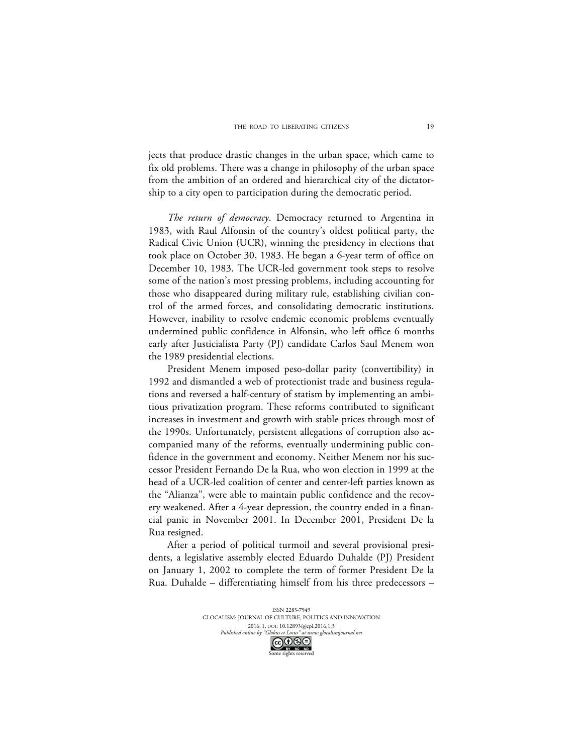jects that produce drastic changes in the urban space, which came to fix old problems. There was a change in philosophy of the urban space from the ambition of an ordered and hierarchical city of the dictatorship to a city open to participation during the democratic period.

*The return of democracy*. Democracy returned to Argentina in 1983, with Raul Alfonsin of the country's oldest political party, the Radical Civic Union (UCR), winning the presidency in elections that took place on October 30, 1983. He began a 6-year term of office on December 10, 1983. The UCR-led government took steps to resolve some of the nation's most pressing problems, including accounting for those who disappeared during military rule, establishing civilian control of the armed forces, and consolidating democratic institutions. However, inability to resolve endemic economic problems eventually undermined public confidence in Alfonsin, who left office 6 months early after Justicialista Party (PJ) candidate Carlos Saul Menem won the 1989 presidential elections.

President Menem imposed peso-dollar parity (convertibility) in 1992 and dismantled a web of protectionist trade and business regulations and reversed a half-century of statism by implementing an ambitious privatization program. These reforms contributed to significant increases in investment and growth with stable prices through most of the 1990s. Unfortunately, persistent allegations of corruption also accompanied many of the reforms, eventually undermining public confidence in the government and economy. Neither Menem nor his successor President Fernando De la Rua, who won election in 1999 at the head of a UCR-led coalition of center and center-left parties known as the "Alianza", were able to maintain public confidence and the recovery weakened. After a 4-year depression, the country ended in a financial panic in November 2001. In December 2001, President De la Rua resigned.

After a period of political turmoil and several provisional presidents, a legislative assembly elected Eduardo Duhalde (PJ) President on January 1, 2002 to complete the term of former President De la Rua. Duhalde – differentiating himself from his three predecessors –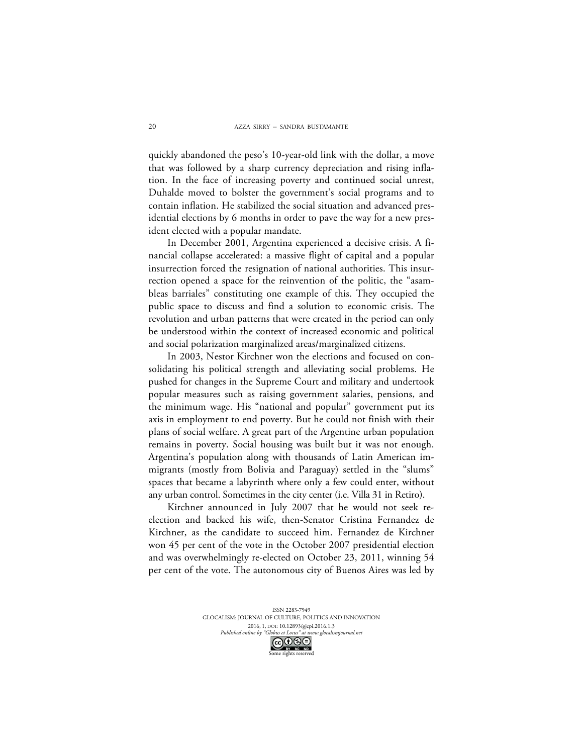quickly abandoned the peso's 10-year-old link with the dollar, a move that was followed by a sharp currency depreciation and rising inflation. In the face of increasing poverty and continued social unrest, Duhalde moved to bolster the government's social programs and to contain inflation. He stabilized the social situation and advanced presidential elections by 6 months in order to pave the way for a new president elected with a popular mandate.

In December 2001, Argentina experienced a decisive crisis. A financial collapse accelerated: a massive flight of capital and a popular insurrection forced the resignation of national authorities. This insurrection opened a space for the reinvention of the politic, the "asambleas barriales" constituting one example of this. They occupied the public space to discuss and find a solution to economic crisis. The revolution and urban patterns that were created in the period can only be understood within the context of increased economic and political and social polarization marginalized areas/marginalized citizens.

In 2003, Nestor Kirchner won the elections and focused on consolidating his political strength and alleviating social problems. He pushed for changes in the Supreme Court and military and undertook popular measures such as raising government salaries, pensions, and the minimum wage. His "national and popular" government put its axis in employment to end poverty. But he could not finish with their plans of social welfare. A great part of the Argentine urban population remains in poverty. Social housing was built but it was not enough. Argentina's population along with thousands of Latin American immigrants (mostly from Bolivia and Paraguay) settled in the "slums" spaces that became a labyrinth where only a few could enter, without any urban control. Sometimes in the city center (i.e. Villa 31 in Retiro).

Kirchner announced in July 2007 that he would not seek re-election and backed his wife, then-Senator Cristina Fernandez de Kirchner, as the candidate to succeed him. Fernandez de Kirchner won 45 per cent of the vote in the October 2007 presidential election and was overwhelmingly re-elected on October 23, 2011, winning 54 per cent of the vote. The autonomous city of Buenos Aires was led by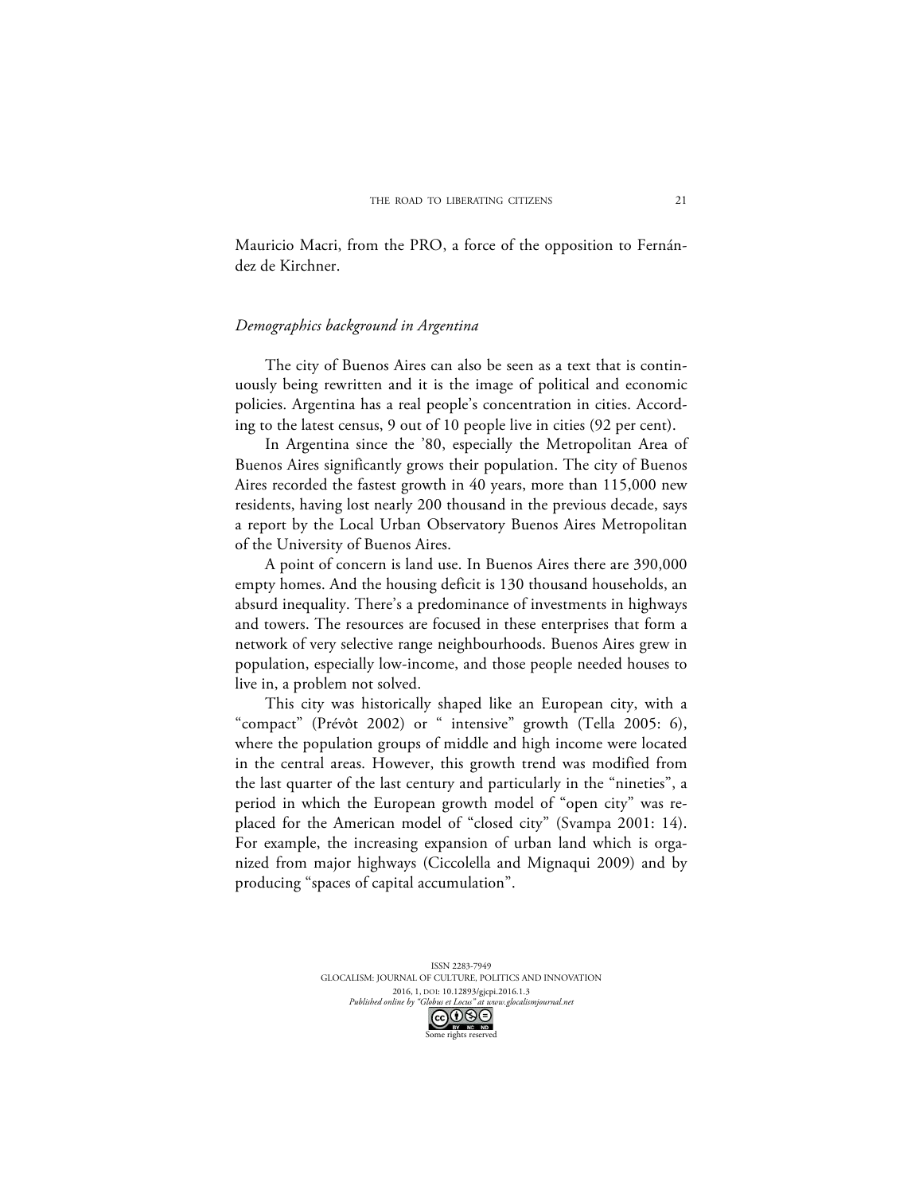Mauricio Macri, from the PRO, a force of the opposition to Fernández de Kirchner.

### *Demographics background in Argentina*

The city of Buenos Aires can also be seen as a text that is continuously being rewritten and it is the image of political and economic policies. Argentina has a real people's concentration in cities. According to the latest census, 9 out of 10 people live in cities (92 per cent).

In Argentina since the '80, especially the Metropolitan Area of Buenos Aires significantly grows their population. The city of Buenos Aires recorded the fastest growth in 40 years, more than 115,000 new residents, having lost nearly 200 thousand in the previous decade, says a report by the Local Urban Observatory Buenos Aires Metropolitan of the University of Buenos Aires.

A point of concern is land use. In Buenos Aires there are 390,000 empty homes. And the housing deficit is 130 thousand households, an absurd inequality. There's a predominance of investments in highways and towers. The resources are focused in these enterprises that form a network of very selective range neighbourhoods. Buenos Aires grew in population, especially low-income, and those people needed houses to live in, a problem not solved.

This city was historically shaped like an European city, with a "compact" (Prévôt 2002) or " intensive" growth (Tella 2005: 6), where the population groups of middle and high income were located in the central areas. However, this growth trend was modified from the last quarter of the last century and particularly in the "nineties", a period in which the European growth model of "open city" was replaced for the American model of "closed city" (Svampa 2001: 14). For example, the increasing expansion of urban land which is organized from major highways (Ciccolella and Mignaqui 2009) and by producing "spaces of capital accumulation".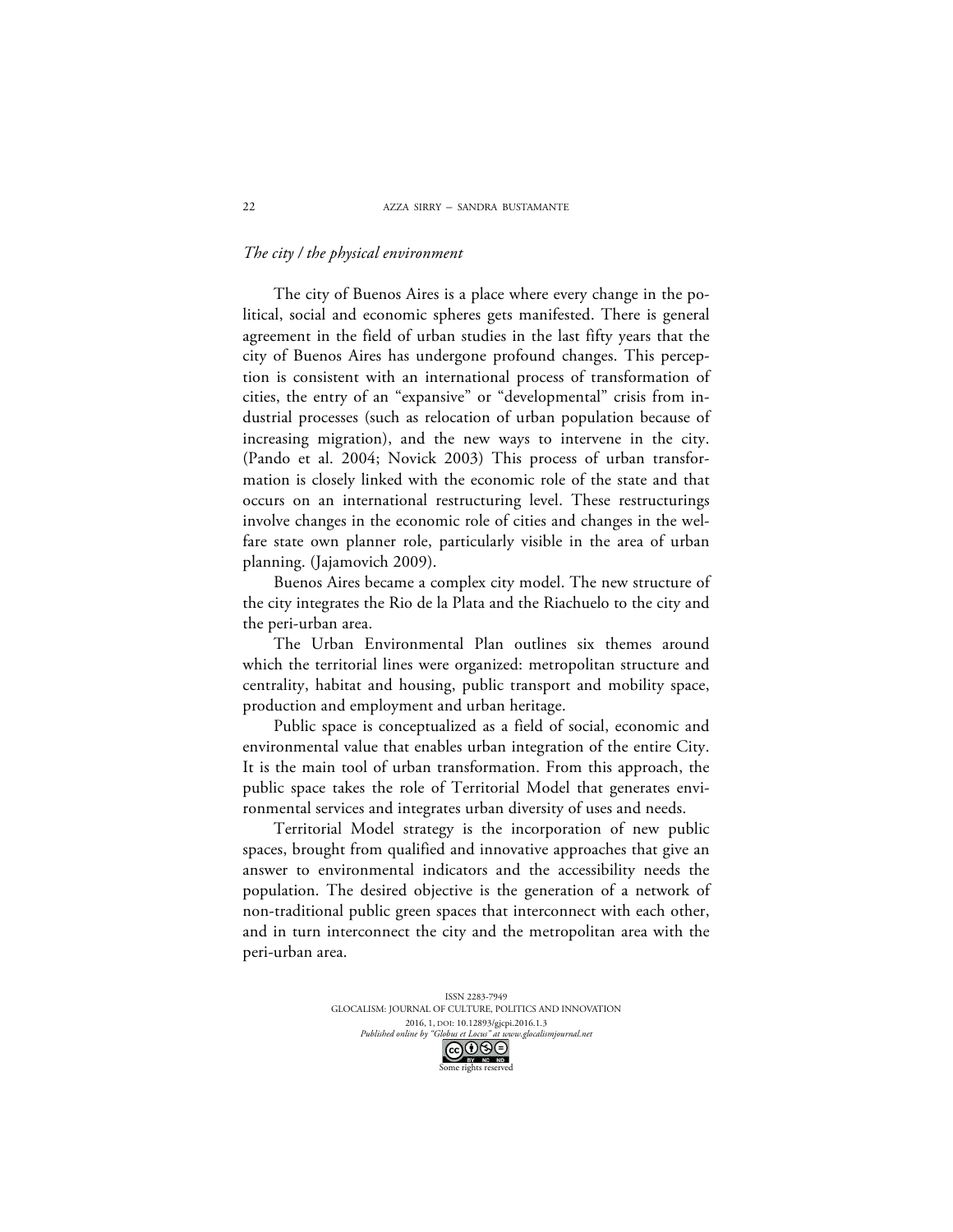*The city / the physical environment*

The city of Buenos Aires is a place where every change in the political, social and economic spheres gets manifested. There is general agreement in the field of urban studies in the last fifty years that the city of Buenos Aires has undergone profound changes. This perception is consistent with an international process of transformation of cities, the entry of an "expansive" or "developmental" crisis from industrial processes (such as relocation of urban population because of increasing migration), and the new ways to intervene in the city. (Pando et al. 2004; Novick 2003) This process of urban transformation is closely linked with the economic role of the state and that occurs on an international restructuring level. These restructurings involve changes in the economic role of cities and changes in the welfare state own planner role, particularly visible in the area of urban planning. (Jajamovich 2009).

Buenos Aires became a complex city model. The new structure of the city integrates the Rio de la Plata and the Riachuelo to the city and the peri-urban area.

The Urban Environmental Plan outlines six themes around which the territorial lines were organized: metropolitan structure and centrality, habitat and housing, public transport and mobility space, production and employment and urban heritage.

Public space is conceptualized as a field of social, economic and environmental value that enables urban integration of the entire City. It is the main tool of urban transformation. From this approach, the public space takes the role of Territorial Model that generates environmental services and integrates urban diversity of uses and needs.

Territorial Model strategy is the incorporation of new public spaces, brought from qualified and innovative approaches that give an answer to environmental indicators and the accessibility needs the population. The desired objective is the generation of a network of non-traditional public green spaces that interconnect with each other, and in turn interconnect the city and the metropolitan area with the peri-urban area.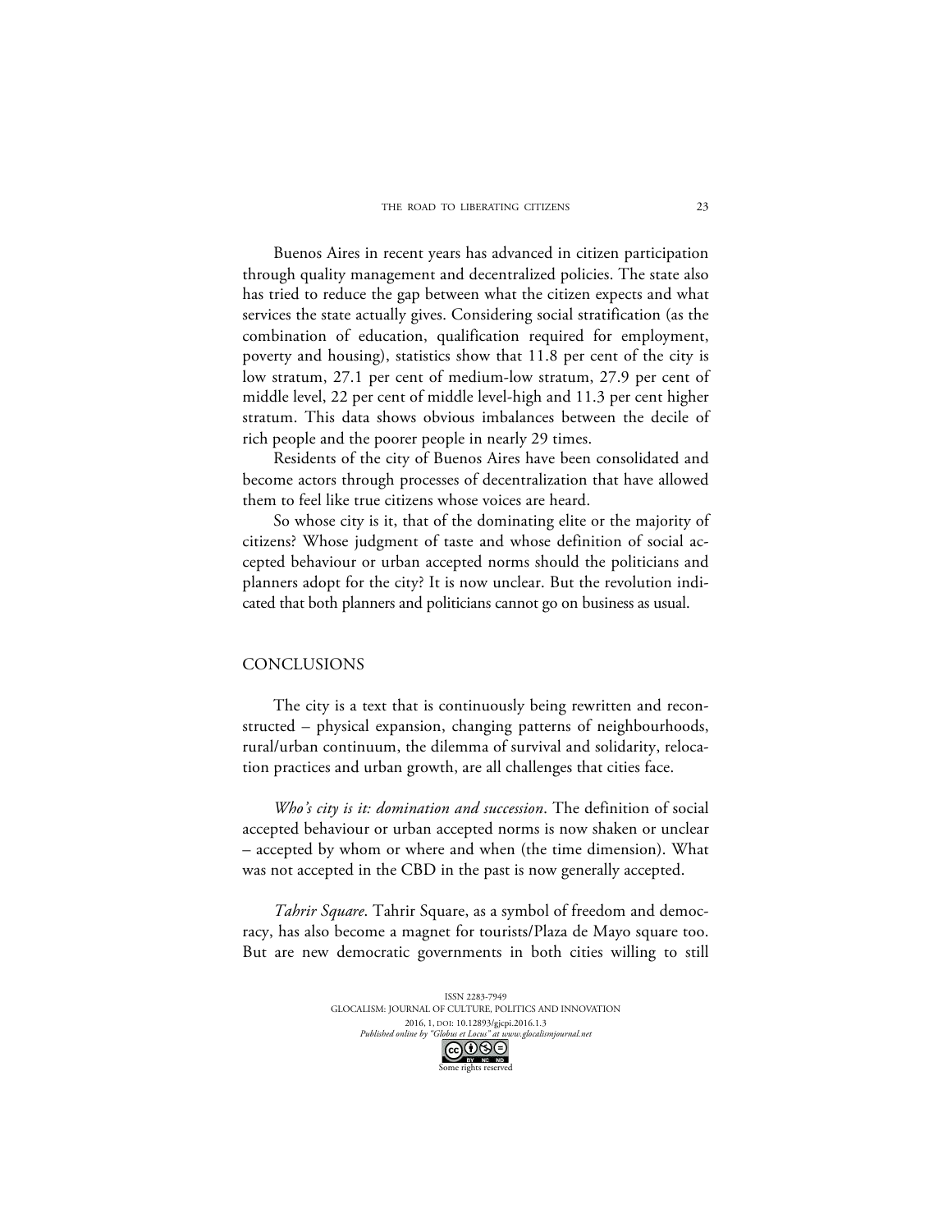Buenos Aires in recent years has advanced in citizen participation through quality management and decentralized policies. The state also has tried to reduce the gap between what the citizen expects and what services the state actually gives. Considering social stratification (as the combination of education, qualification required for employment, poverty and housing), statistics show that 11.8 per cent of the city is low stratum, 27.1 per cent of medium-low stratum, 27.9 per cent of middle level, 22 per cent of middle level-high and 11.3 per cent higher stratum. This data shows obvious imbalances between the decile of rich people and the poorer people in nearly 29 times.

Residents of the city of Buenos Aires have been consolidated and become actors through processes of decentralization that have allowed them to feel like true citizens whose voices are heard.

So whose city is it, that of the dominating elite or the majority of citizens? Whose judgment of taste and whose definition of social accepted behaviour or urban accepted norms should the politicians and planners adopt for the city? It is now unclear. But the revolution indicated that both planners and politicians cannot go on business as usual.

## CONCLUSIONS

The city is a text that is continuously being rewritten and reconstructed – physical expansion, changing patterns of neighbourhoods, rural/urban continuum, the dilemma of survival and solidarity, relocation practices and urban growth, are all challenges that cities face.

*Who's city is it: domination and succession*. The definition of social accepted behaviour or urban accepted norms is now shaken or unclear – accepted by whom or where and when (the time dimension). What was not accepted in the CBD in the past is now generally accepted.

*Tahrir Square*. Tahrir Square, as a symbol of freedom and democracy, has also become a magnet for tourists/Plaza de Mayo square too. But are new democratic governments in both cities willing to still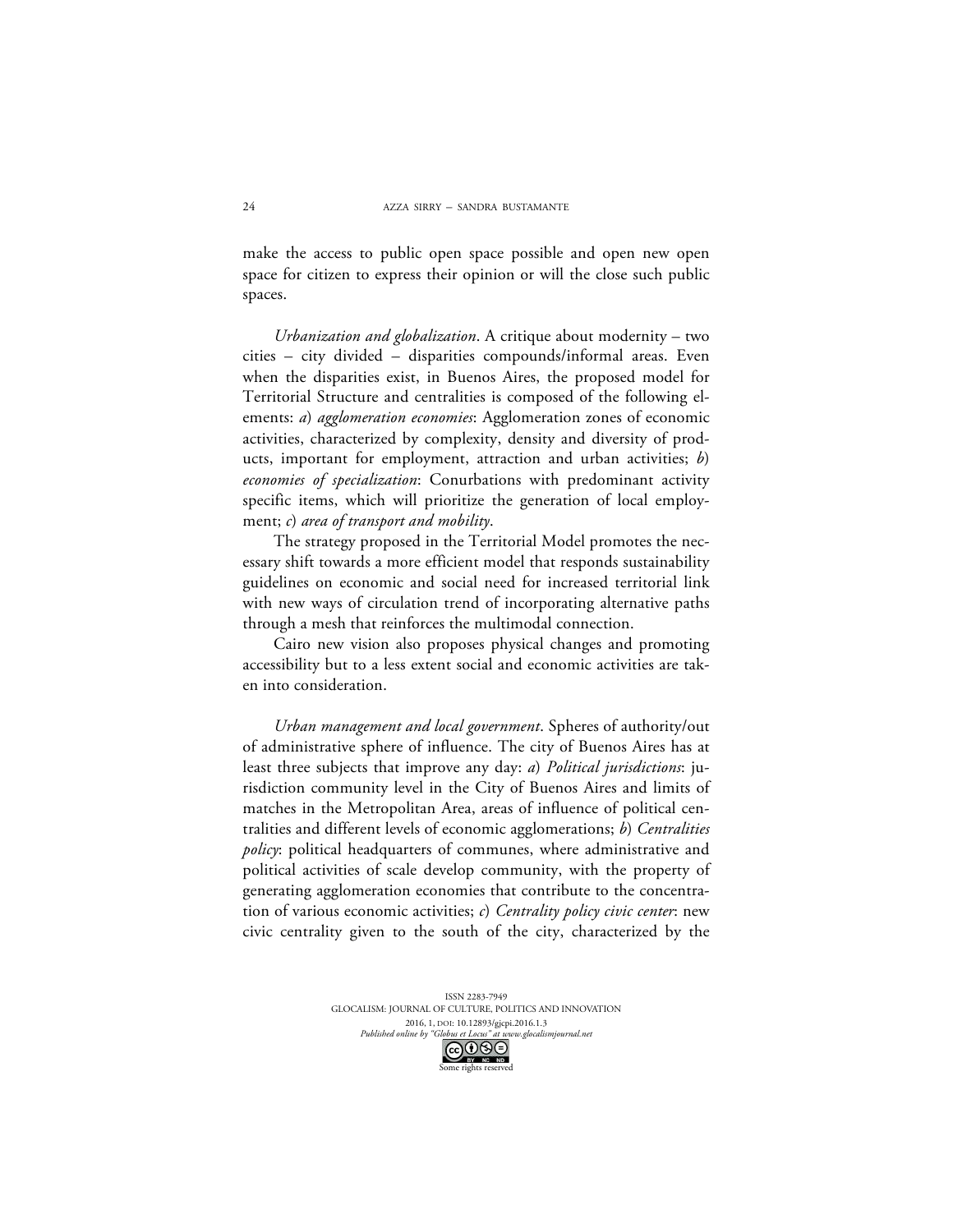make the access to public open space possible and open new open space for citizen to express their opinion or will the close such public spaces.

*Urbanization and globalization*. A critique about modernity – two cities – city divided – disparities compounds/informal areas. Even when the disparities exist, in Buenos Aires, the proposed model for Territorial Structure and centralities is composed of the following elements: *a*) *agglomeration economies*: Agglomeration zones of economic activities, characterized by complexity, density and diversity of products, important for employment, attraction and urban activities; *b*) *economies of specialization*: Conurbations with predominant activity specific items, which will prioritize the generation of local employment; *c*) *area of transport and mobility*.

The strategy proposed in the Territorial Model promotes the necessary shift towards a more efficient model that responds sustainability guidelines on economic and social need for increased territorial link with new ways of circulation trend of incorporating alternative paths through a mesh that reinforces the multimodal connection.

Cairo new vision also proposes physical changes and promoting accessibility but to a less extent social and economic activities are taken into consideration.

*Urban management and local government*. Spheres of authority/out of administrative sphere of influence. The city of Buenos Aires has at least three subjects that improve any day: *a*) *Political jurisdictions*: jurisdiction community level in the City of Buenos Aires and limits of matches in the Metropolitan Area, areas of influence of political centralities and different levels of economic agglomerations; *b*) *Centralities policy*: political headquarters of communes, where administrative and political activities of scale develop community, with the property of generating agglomeration economies that contribute to the concentration of various economic activities; *c*) *Centrality policy civic center*: new civic centrality given to the south of the city, characterized by the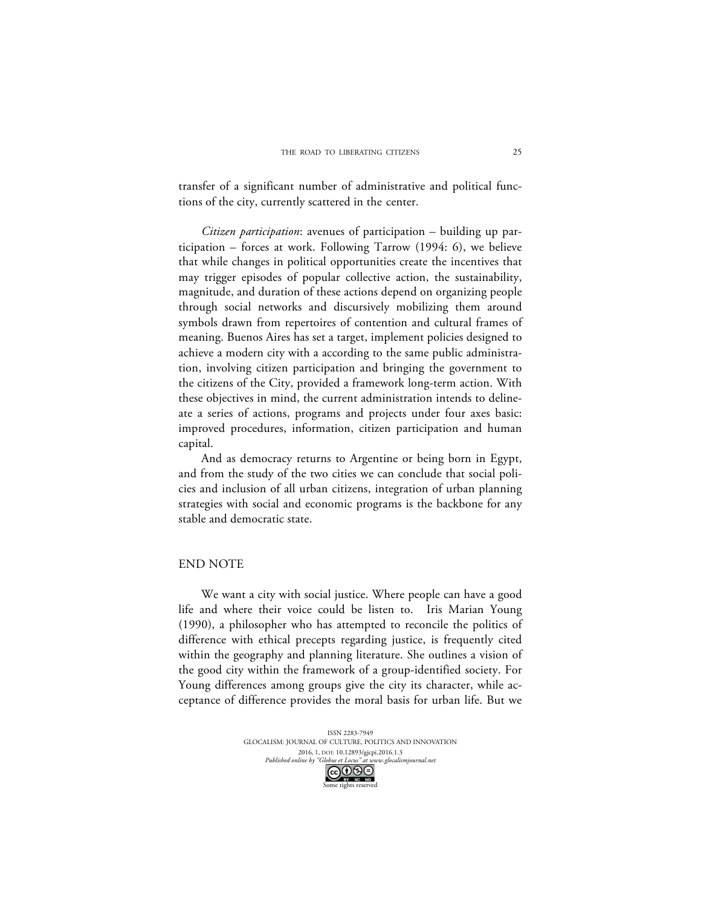transfer of a significant number of administrative and political functions of the city, currently scattered in the center.

*Citizen participation*: avenues of participation – building up participation – forces at work. Following Tarrow (1994: 6), we believe that while changes in political opportunities create the incentives that may trigger episodes of popular collective action, the sustainability, magnitude, and duration of these actions depend on organizing people through social networks and discursively mobilizing them around symbols drawn from repertoires of contention and cultural frames of meaning. Buenos Aires has set a target, implement policies designed to achieve a modern city with a according to the same public administration, involving citizen participation and bringing the government to the citizens of the City, provided a framework long-term action. With these objectives in mind, the current administration intends to delineate a series of actions, programs and projects under four axes basic: improved procedures, information, citizen participation and human capital.

And as democracy returns to Argentine or being born in Egypt, and from the study of the two cities we can conclude that social policies and inclusion of all urban citizens, integration of urban planning strategies with social and economic programs is the backbone for any stable and democratic state.

## END NOTE

We want a city with social justice. Where people can have a good life and where their voice could be listen to. Iris Marian Young (1990), a philosopher who has attempted to reconcile the politics of difference with ethical precepts regarding justice, is frequently cited within the geography and planning literature. She outlines a vision of the good city within the framework of a group-identified society. For Young differences among groups give the city its character, while acceptance of difference provides the moral basis for urban life. But we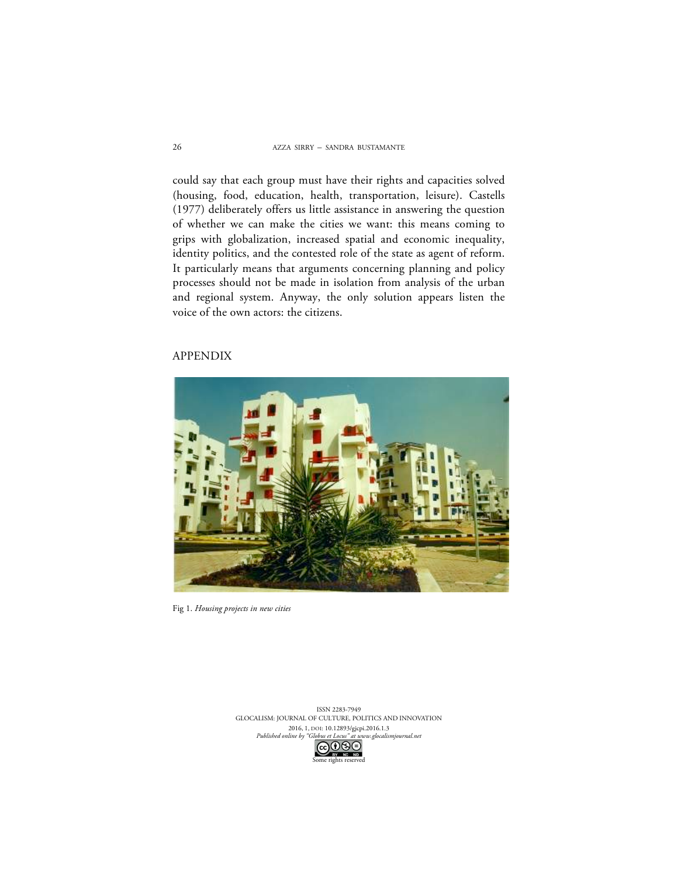could say that each group must have their rights and capacities solved (housing, food, education, health, transportation, leisure). Castells (1977) deliberately offers us little assistance in answering the question of whether we can make the cities we want: this means coming to grips with globalization, increased spatial and economic inequality, identity politics, and the contested role of the state as agent of reform. It particularly means that arguments concerning planning and policy processes should not be made in isolation from analysis of the urban and regional system. Anyway, the only solution appears listen the voice of the own actors: the citizens.

## APPENDIX

Fig 1. *Housing projects in new cities*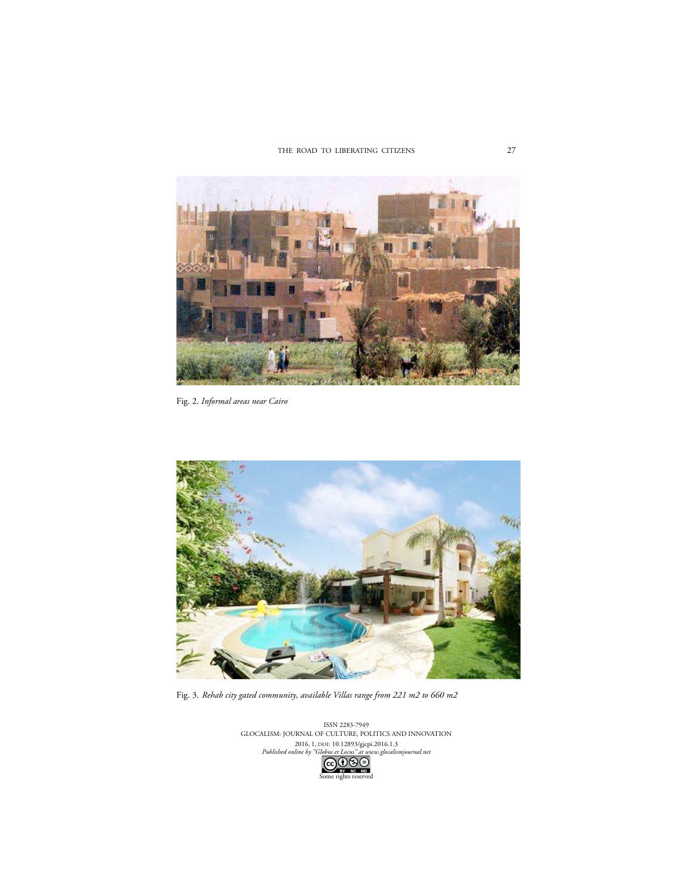Fig. 2. *Informal areas near Cairo*

Fig. 3. *Rehab city gated community, available Villas range from 221 m2 to 660 m2*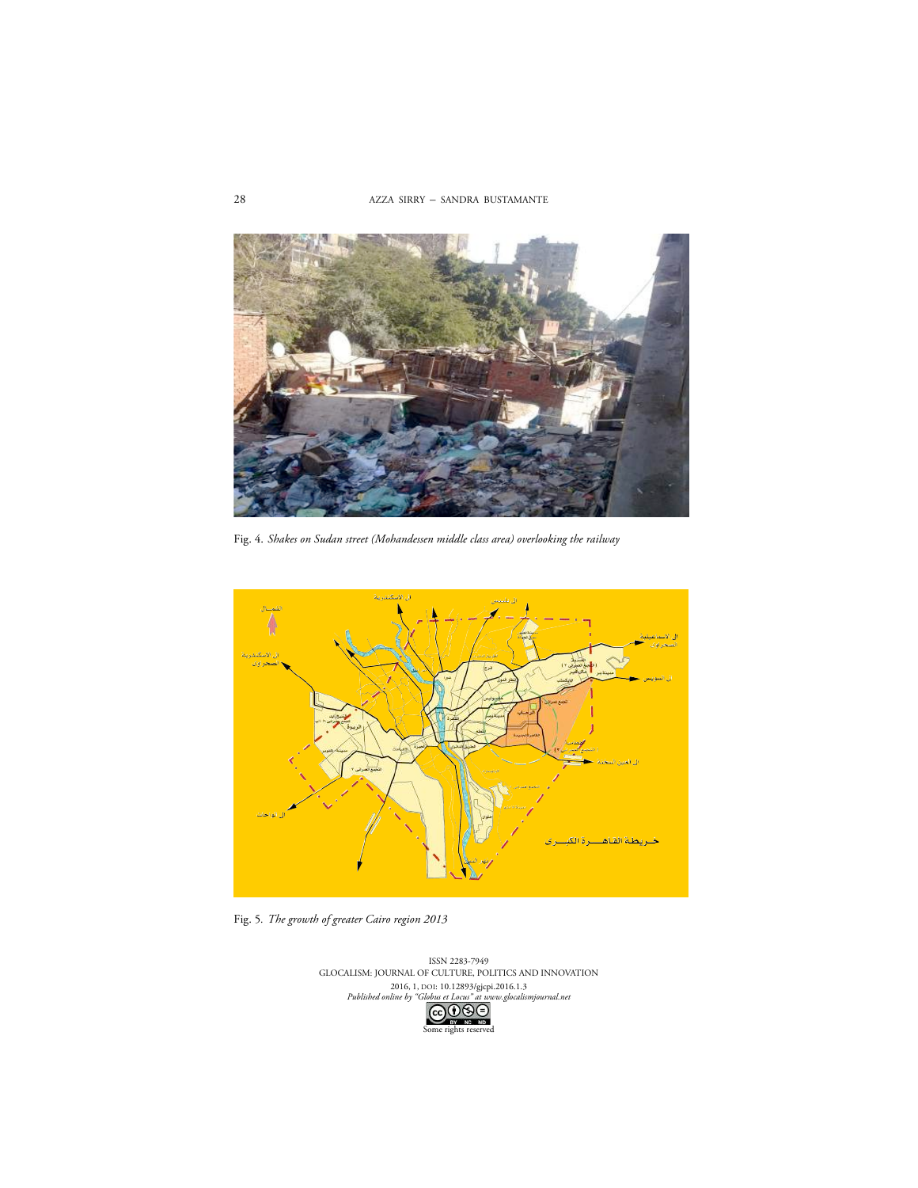Fig. 4. *Shakes on Sudan street (Mohandessen middle class area) overlooking the railway*

Fig. 5. *The growth of greater Cairo region 2013*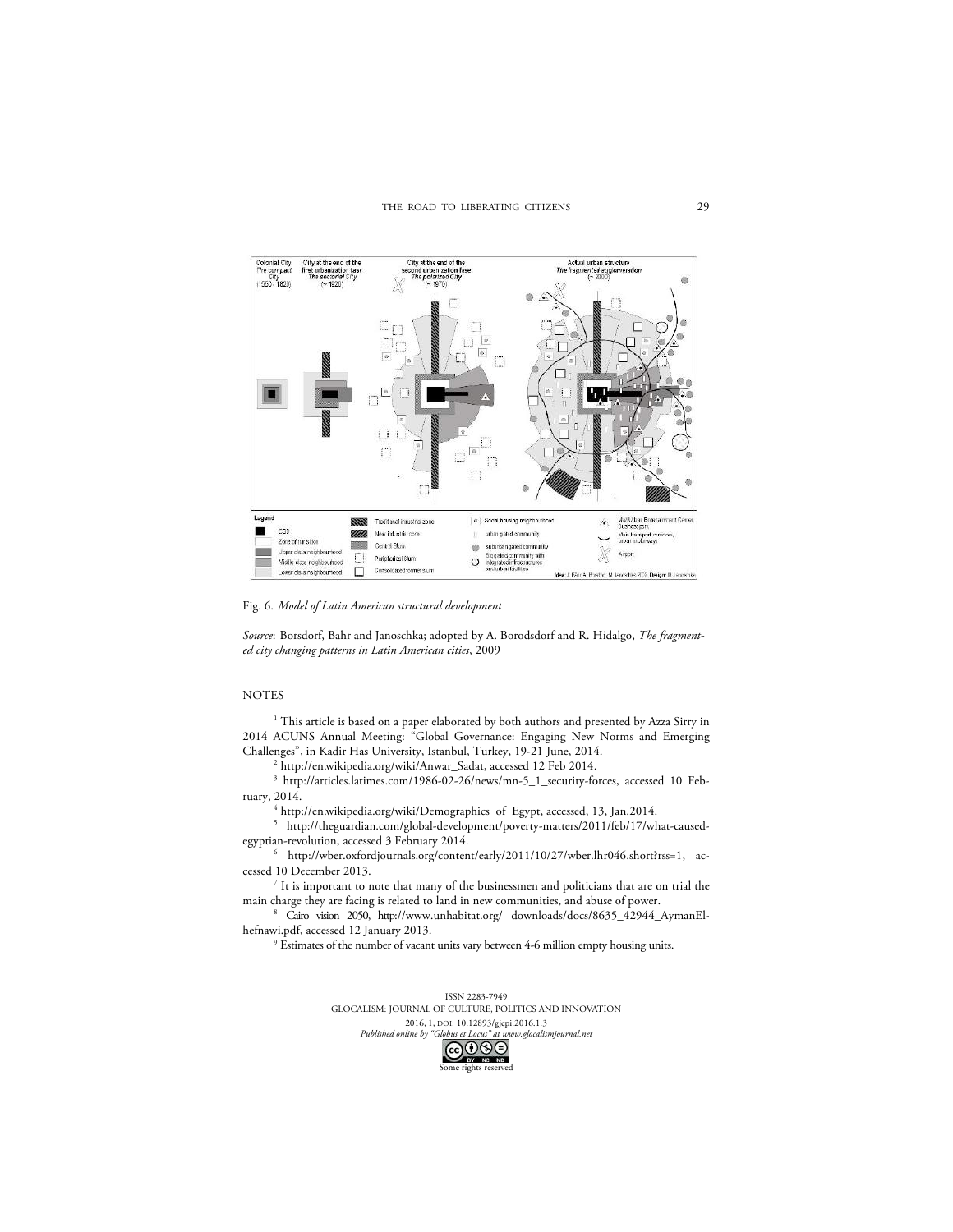Fig. 6. *Model of Latin American structural development*

*Source*: Borsdorf, Bahr and Janoschka; adopted by A. Borodsdorf and R. Hidalgo, *The fragmented city changing patterns in Latin American cities*, 2009

## NOTES

[1] This article is based on a paper elaborated by both authors and presented by Azza Sirry in 2014 ACUNS Annual Meeting: "Global Governance: Engaging New Norms and Emerging Challenges", in Kadir Has University, Istanbul, Turkey, 19-21 June, 2014.

[2] http://en.wikipedia.org/wiki/Anwar_Sadat, accessed 12 Feb 2014.

[3] http://articles.latimes.com/1986-02-26/news/mn-5_1_security-forces, accessed 10 February, 2014.

[4] http://en.wikipedia.org/wiki/Demographics_of_Egypt, accessed, 13, Jan.2014.

[5] http://theguardian.com/global-development/poverty-matters/2011/feb/17/what-caused-egyptian-revolution, accessed 3 February 2014.

[6] http://wber.oxfordjournals.org/content/early/2011/10/27/wber.lhr046.short?rss=1, accessed 10 December 2013.

[7] It is important to note that many of the businessmen and politicians that are on trial the main charge they are facing is related to land in new communities, and abuse of power.

[8] Cairo vision 2050, http://www.unhabitat.org/ downloads/docs/8635_42944_AymanElhefnawi.pdf, accessed 12 January 2013.

[9] Estimates of the number of vacant units vary between 4-6 million empty housing units.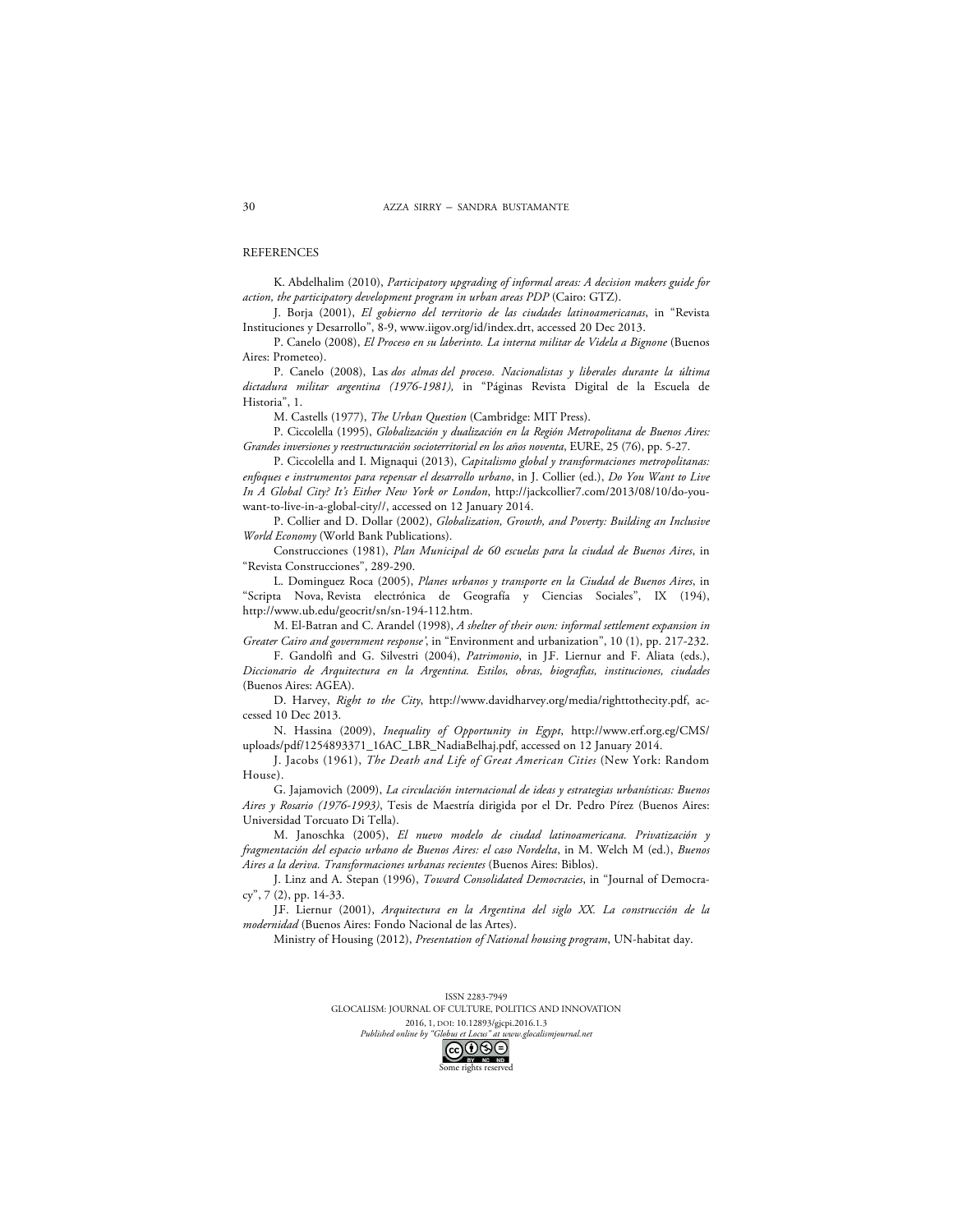## REFERENCES

K. Abdelhalim (2010), *Participatory upgrading of informal areas: A decision makers guide for action, the participatory development program in urban areas PDP* (Cairo: GTZ).

J. Borja (2001), *El gobierno del territorio de las ciudades latinoamericanas*, in "Revista Instituciones y Desarrollo", 8-9, www.iigov.org/id/index.drt, accessed 20 Dec 2013.

P. Canelo (2008), *El Proceso en su laberinto. La interna militar de Videla a Bignone* (Buenos Aires: Prometeo).

P. Canelo (2008), Las *dos almas del proceso. Nacionalistas y liberales durante la última dictadura militar argentina (1976-1981),* in "Páginas Revista Digital de la Escuela de Historia", 1.

M. Castells (1977), *The Urban Question* (Cambridge: MIT Press).

P. Ciccolella (1995), *Globalización y dualización en la Región Metropolitana de Buenos Aires: Grandes inversiones y reestructuración socioterritorial en los años noventa*, EURE, 25 (76), pp. 5-27.

P. Ciccolella and I. Mignaqui (2013), *Capitalismo global y transformaciones metropolitanas: enfoques e instrumentos para repensar el desarrollo urbano*, in J. Collier (ed.), *Do You Want to Live In A Global City? It's Either New York or London*, http://jackcollier7.com/2013/08/10/do-you-want-to-live-in-a-global-city//, accessed on 12 January 2014.

P. Collier and D. Dollar (2002), *Globalization, Growth, and Poverty: Building an Inclusive World Economy* (World Bank Publications).

Construcciones (1981), *Plan Municipal de 60 escuelas para la ciudad de Buenos Aires*, in "Revista Construcciones", 289-290.

L. Dominguez Roca (2005), *Planes urbanos y transporte en la Ciudad de Buenos Aires*, in "Scripta Nova, Revista electrónica de Geografía y Ciencias Sociales", IX (194), http://www.ub.edu/geocrit/sn/sn-194-112.htm.

M. El-Batran and C. Arandel (1998), *A shelter of their own: informal settlement expansion in Greater Cairo and government response'*, in "Environment and urbanization", 10 (1), pp. 217-232.

F. Gandolfi and G. Silvestri (2004), *Patrimonio*, in J.F. Liernur and F. Aliata (eds.), *Diccionario de Arquitectura en la Argentina. Estilos, obras, biografías, instituciones, ciudades* (Buenos Aires: AGEA).

D. Harvey, *Right to the City*, http://www.davidharvey.org/media/righttothecity.pdf, accessed 10 Dec 2013.

N. Hassina (2009), *Inequality of Opportunity in Egypt*, http://www.erf.org.eg/CMS/uploads/pdf/1254893371_16AC_LBR_NadiaBelhaj.pdf, accessed on 12 January 2014.

J. Jacobs (1961), *The Death and Life of Great American Cities* (New York: Random House).

G. Jajamovich (2009), *La circulación internacional de ideas y estrategias urbanísticas: Buenos Aires y Rosario (1976-1993)*, Tesis de Maestría dirigida por el Dr. Pedro Pírez (Buenos Aires: Universidad Torcuato Di Tella).

M. Janoschka (2005), *El nuevo modelo de ciudad latinoamericana. Privatización y fragmentación del espacio urbano de Buenos Aires: el caso Nordelta*, in M. Welch M (ed.), *Buenos Aires a la deriva. Transformaciones urbanas recientes* (Buenos Aires: Biblos).

J. Linz and A. Stepan (1996), *Toward Consolidated Democracies*, in "Journal of Democracy", 7 (2), pp. 14-33.

J.F. Liernur (2001), *Arquitectura en la Argentina del siglo XX. La construcción de la modernidad* (Buenos Aires: Fondo Nacional de las Artes).

Ministry of Housing (2012), *Presentation of National housing program*, UN-habitat day.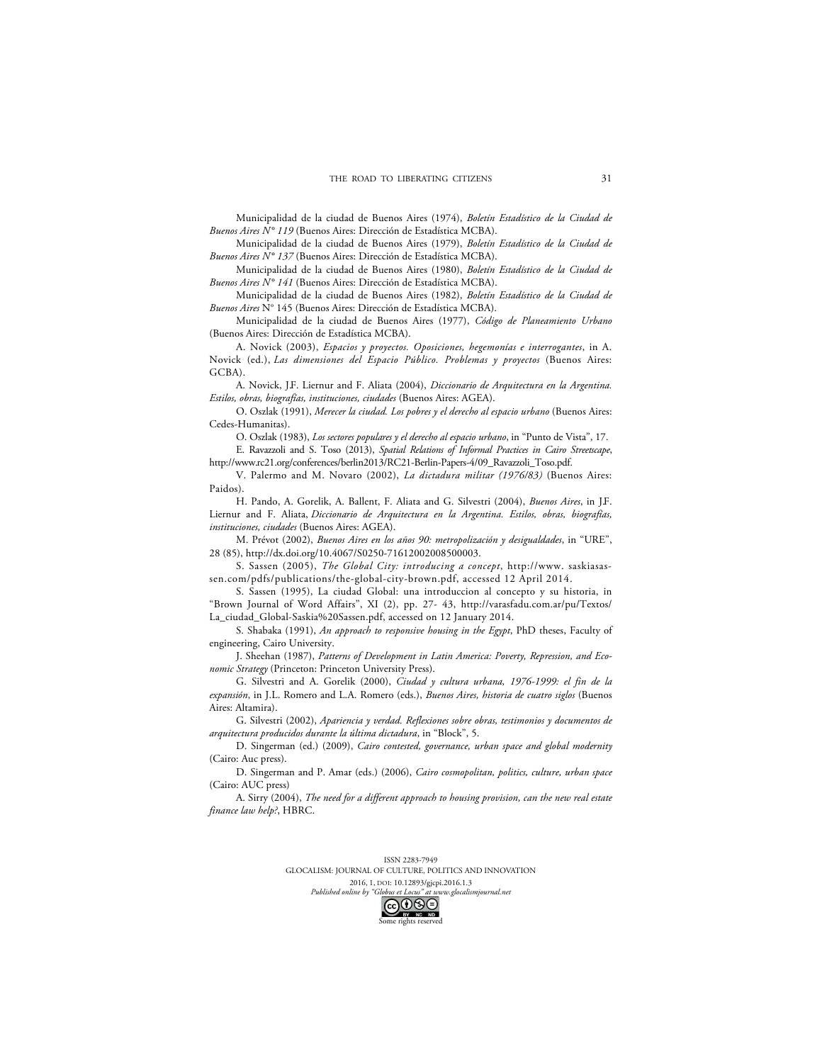Municipalidad de la ciudad de Buenos Aires (1974), *Boletín Estadístico de la Ciudad de Buenos Aires N° 119* (Buenos Aires: Dirección de Estadística MCBA).

Municipalidad de la ciudad de Buenos Aires (1979), *Boletín Estadístico de la Ciudad de Buenos Aires N° 137* (Buenos Aires: Dirección de Estadística MCBA).

Municipalidad de la ciudad de Buenos Aires (1980), *Boletín Estadístico de la Ciudad de Buenos Aires N° 141* (Buenos Aires: Dirección de Estadística MCBA).

Municipalidad de la ciudad de Buenos Aires (1982), *Boletín Estadístico de la Ciudad de Buenos Aires* N° 145 (Buenos Aires: Dirección de Estadística MCBA).

Municipalidad de la ciudad de Buenos Aires (1977), *Código de Planeamiento Urbano* (Buenos Aires: Dirección de Estadística MCBA).

A. Novick (2003), *Espacios y proyectos. Oposiciones, hegemonías e interrogantes*, in A. Novick (ed.), *Las dimensiones del Espacio Público. Problemas y proyectos* (Buenos Aires: GCBA).

A. Novick, J.F. Liernur and F. Aliata (2004), *Diccionario de Arquitectura en la Argentina. Estilos, obras, biografías, instituciones, ciudades* (Buenos Aires: AGEA).

O. Oszlak (1991), *Merecer la ciudad. Los pobres y el derecho al espacio urbano* (Buenos Aires: Cedes-Humanitas).

O. Oszlak (1983), *Los sectores populares y el derecho al espacio urbano*, in "Punto de Vista", 17.

E. Ravazzoli and S. Toso (2013), *Spatial Relations of Informal Practices in Cairo Streetscape*, http://www.rc21.org/conferences/berlin2013/RC21-Berlin-Papers-4/09_Ravazzoli_Toso.pdf.

V. Palermo and M. Novaro (2002), *La dictadura militar (1976/83)* (Buenos Aires: Paidos).

H. Pando, A. Gorelik, A. Ballent, F. Aliata and G. Silvestri (2004), *Buenos Aires*, in J.F. Liernur and F. Aliata, *Diccionario de Arquitectura en la Argentina. Estilos, obras, biografías, instituciones, ciudades* (Buenos Aires: AGEA).

M. Prévot (2002), *Buenos Aires en los años 90: metropolización y desigualdades*, in "URE", 28 (85), http://dx.doi.org/10.4067/S0250-71612002008500003.

S. Sassen (2005), *The Global City: introducing a concept*, http://www. saskiasassen.com/pdfs/publications/the-global-city-brown.pdf, accessed 12 April 2014.

S. Sassen (1995), La ciudad Global: una introduccion al concepto y su historia, in "Brown Journal of Word Affairs", XI (2), pp. 27- 43, http://varasfadu.com.ar/pu/Textos/La_ciudad_Global-Saskia%20Sassen.pdf, accessed on 12 January 2014.

S. Shabaka (1991), *An approach to responsive housing in the Egypt*, PhD theses, Faculty of engineering, Cairo University.

J. Sheehan (1987), *Patterns of Development in Latin America: Poverty, Repression, and Economic Strategy* (Princeton: Princeton University Press).

G. Silvestri and A. Gorelik (2000), *Ciudad y cultura urbana, 1976-1999: el fin de la expansión*, in J.L. Romero and L.A. Romero (eds.), *Buenos Aires, historia de cuatro siglos* (Buenos Aires: Altamira).

G. Silvestri (2002), *Apariencia y verdad. Reflexiones sobre obras, testimonios y documentos de arquitectura producidos durante la última dictadura*, in "Block", 5.

D. Singerman (ed.) (2009), *Cairo contested, governance, urban space and global modernity* (Cairo: Auc press).

D. Singerman and P. Amar (eds.) (2006), *Cairo cosmopolitan, politics, culture, urban space* (Cairo: AUC press)

A. Sirry (2004), *The need for a different approach to housing provision, can the new real estate finance law help?*, HBRC.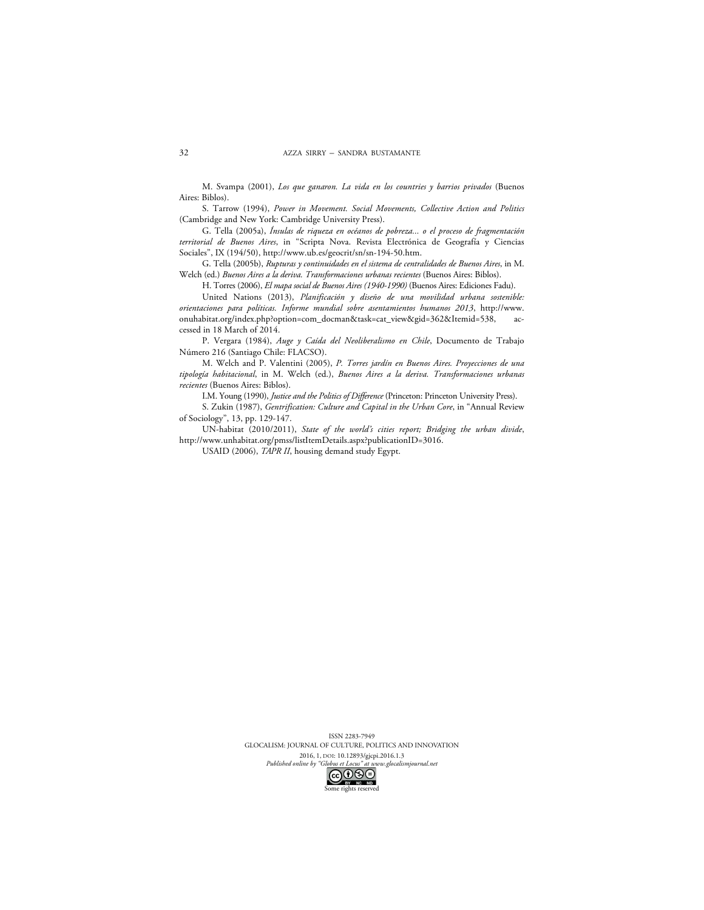M. Svampa (2001), *Los que ganaron. La vida en los countries y barrios privados* (Buenos Aires: Biblos).

S. Tarrow (1994), *Power in Movement. Social Movements, Collective Action and Politics* (Cambridge and New York: Cambridge University Press).

G. Tella (2005a), *Ínsulas de riqueza en océanos de pobreza... o el proceso de fragmentación territorial de Buenos Aires*, in "Scripta Nova. Revista Electrónica de Geografía y Ciencias Sociales", IX (194/50), http://www.ub.es/geocrit/sn/sn-194-50.htm.

G. Tella (2005b), *Rupturas y continuidades en el sistema de centralidades de Buenos Aires*, in M. Welch (ed.) *Buenos Aires a la deriva. Transformaciones urbanas recientes* (Buenos Aires: Biblos).

H. Torres (2006), *El mapa social de Buenos Aires (1940-1990)* (Buenos Aires: Ediciones Fadu).

United Nations (2013), *Planificación y diseño de una movilidad urbana sostenible: orientaciones para políticas. Informe mundial sobre asentamientos humanos 2013*, http://www.onuhabitat.org/index.php?option=com_docman&task=cat_view&gid=362&Itemid=538, accessed in 18 March of 2014.

P. Vergara (1984), *Auge y Caída del Neoliberalismo en Chile*, Documento de Trabajo Número 216 (Santiago Chile: FLACSO).

M. Welch and P. Valentini (2005), *P. Torres jardín en Buenos Aires. Proyecciones de una tipología habitacional*, in M. Welch (ed.), *Buenos Aires a la deriva. Transformaciones urbanas recientes* (Buenos Aires: Biblos).

I.M. Young (1990), *Justice and the Politics of Difference* (Princeton: Princeton University Press).

S. Zukin (1987), *Gentrification: Culture and Capital in the Urban Core*, in "Annual Review of Sociology", 13, pp. 129-147.

UN-habitat (2010/2011), *State of the world's cities report; Bridging the urban divide*, http://www.unhabitat.org/pmss/listItemDetails.aspx?publicationID=3016.

USAID (2006), *TAPR II*, housing demand study Egypt.